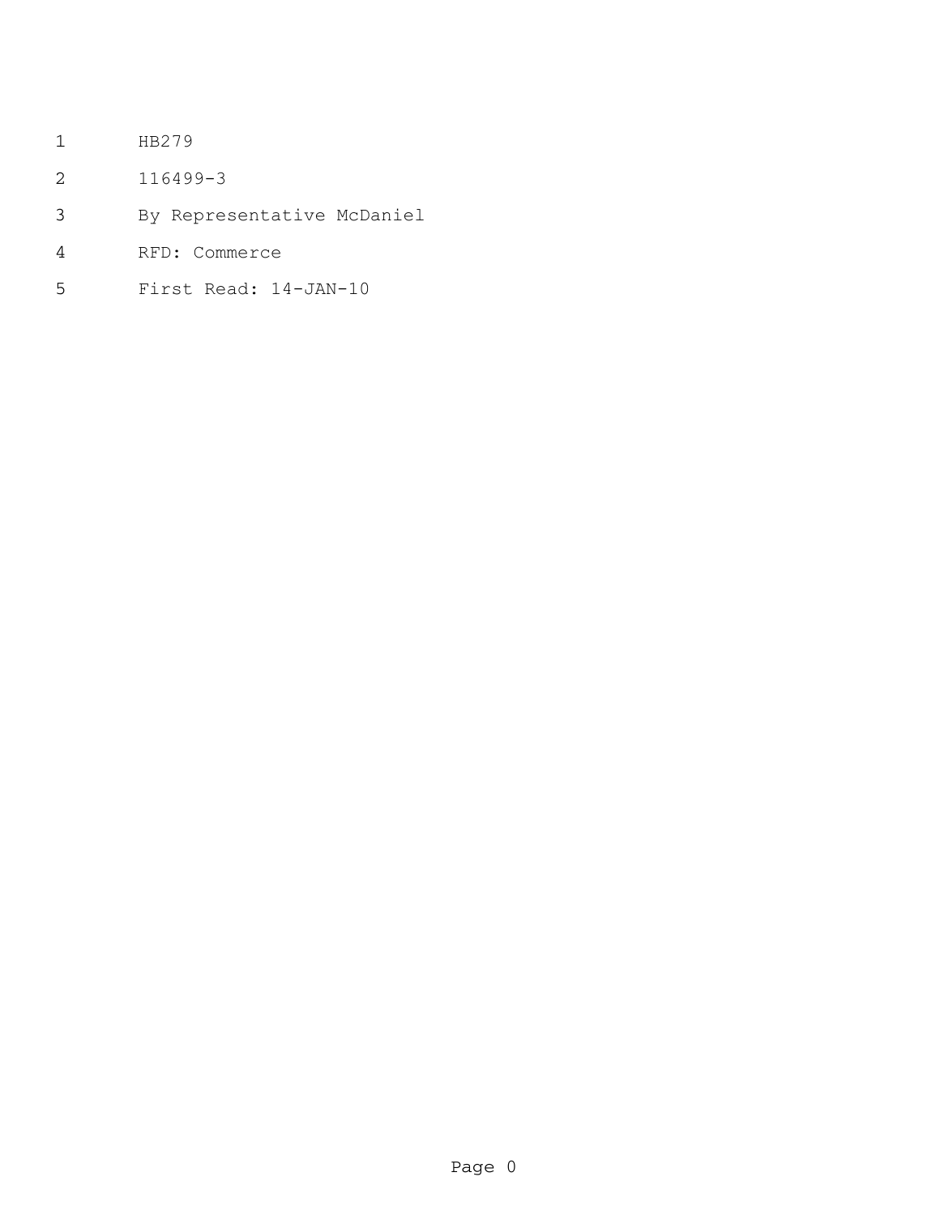HB279

116499-3

By Representative McDaniel

RFD: Commerce

First Read: 14-JAN-10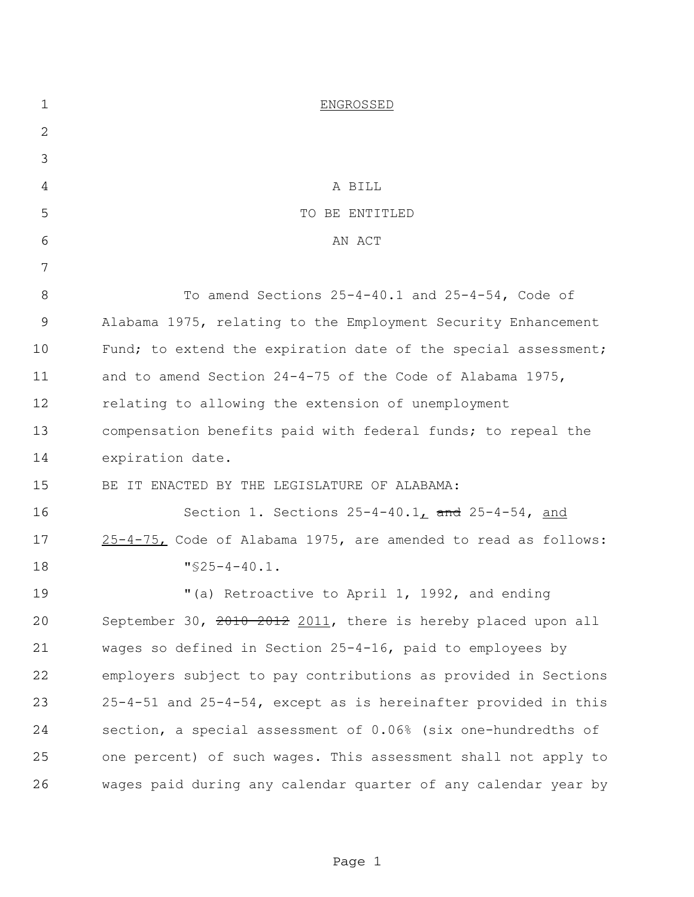ENGROSSED

A BILL

TO BE ENTITLED

AN ACT

To amend Sections 25-4-40.1 and 25-4-54, Code of Alabama 1975, relating to the Employment Security Enhancement Fund; to extend the expiration date of the special assessment; and to amend Section 24-4-75 of the Code of Alabama 1975, relating to allowing the extension of unemployment compensation benefits paid with federal funds; to repeal the expiration date.

BE IT ENACTED BY THE LEGISLATURE OF ALABAMA:

Section 1. Sections 25-4-40.1, ~~and~~ 25-4-54, and 25-4-75, Code of Alabama 1975, are amended to read as follows:

"§25-4-40.1.

"(a) Retroactive to April 1, 1992, and ending September 30, ~~2010~~ ~~2012~~ 2011, there is hereby placed upon all wages so defined in Section 25-4-16, paid to employees by employers subject to pay contributions as provided in Sections 25-4-51 and 25-4-54, except as is hereinafter provided in this section, a special assessment of 0.06% (six one-hundredths of one percent) of such wages. This assessment shall not apply to wages paid during any calendar quarter of any calendar year by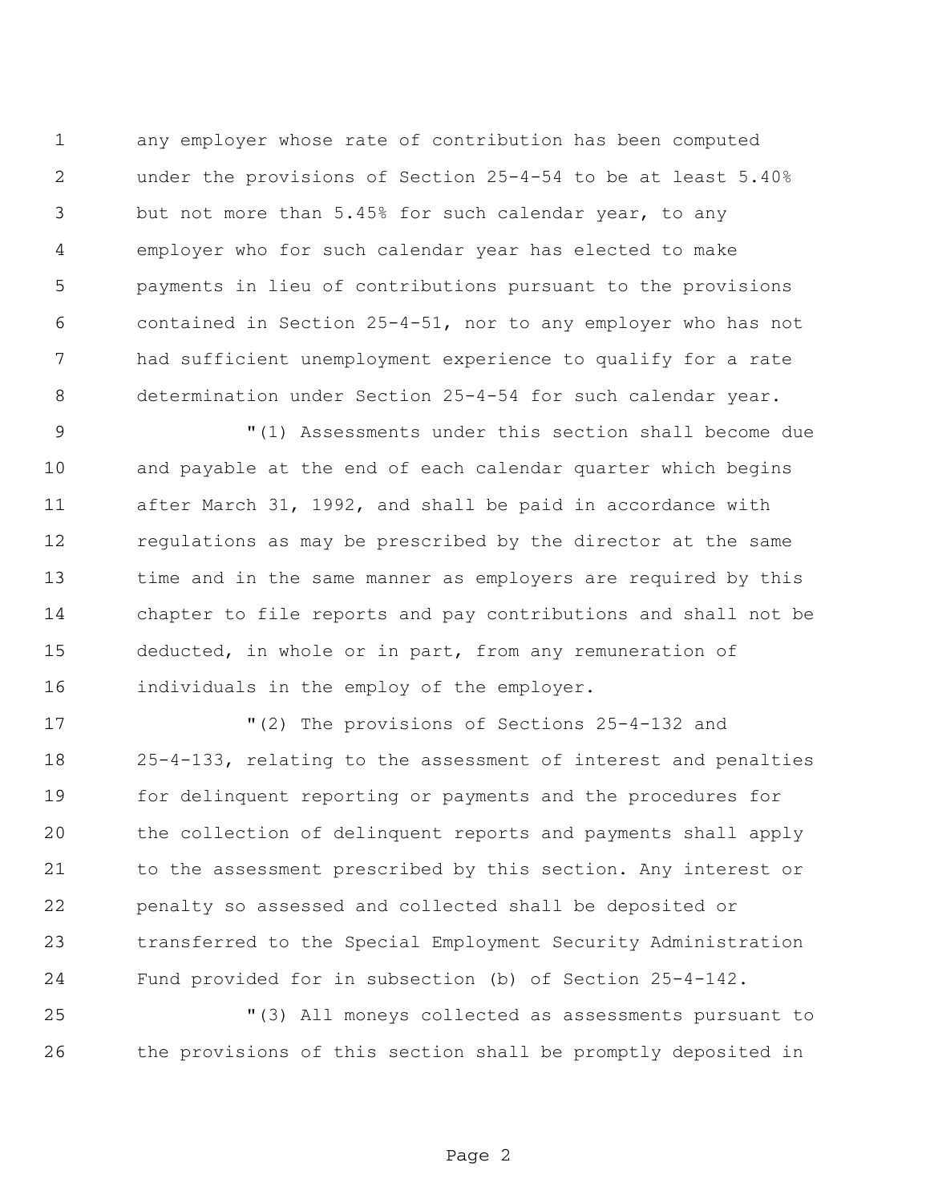any employer whose rate of contribution has been computed under the provisions of Section 25-4-54 to be at least 5.40% but not more than 5.45% for such calendar year, to any employer who for such calendar year has elected to make payments in lieu of contributions pursuant to the provisions contained in Section 25-4-51, nor to any employer who has not had sufficient unemployment experience to qualify for a rate determination under Section 25-4-54 for such calendar year.

"(1) Assessments under this section shall become due and payable at the end of each calendar quarter which begins after March 31, 1992, and shall be paid in accordance with regulations as may be prescribed by the director at the same time and in the same manner as employers are required by this chapter to file reports and pay contributions and shall not be deducted, in whole or in part, from any remuneration of individuals in the employ of the employer.

"(2) The provisions of Sections 25-4-132 and 25-4-133, relating to the assessment of interest and penalties for delinquent reporting or payments and the procedures for the collection of delinquent reports and payments shall apply to the assessment prescribed by this section. Any interest or penalty so assessed and collected shall be deposited or transferred to the Special Employment Security Administration Fund provided for in subsection (b) of Section 25-4-142.

"(3) All moneys collected as assessments pursuant to the provisions of this section shall be promptly deposited in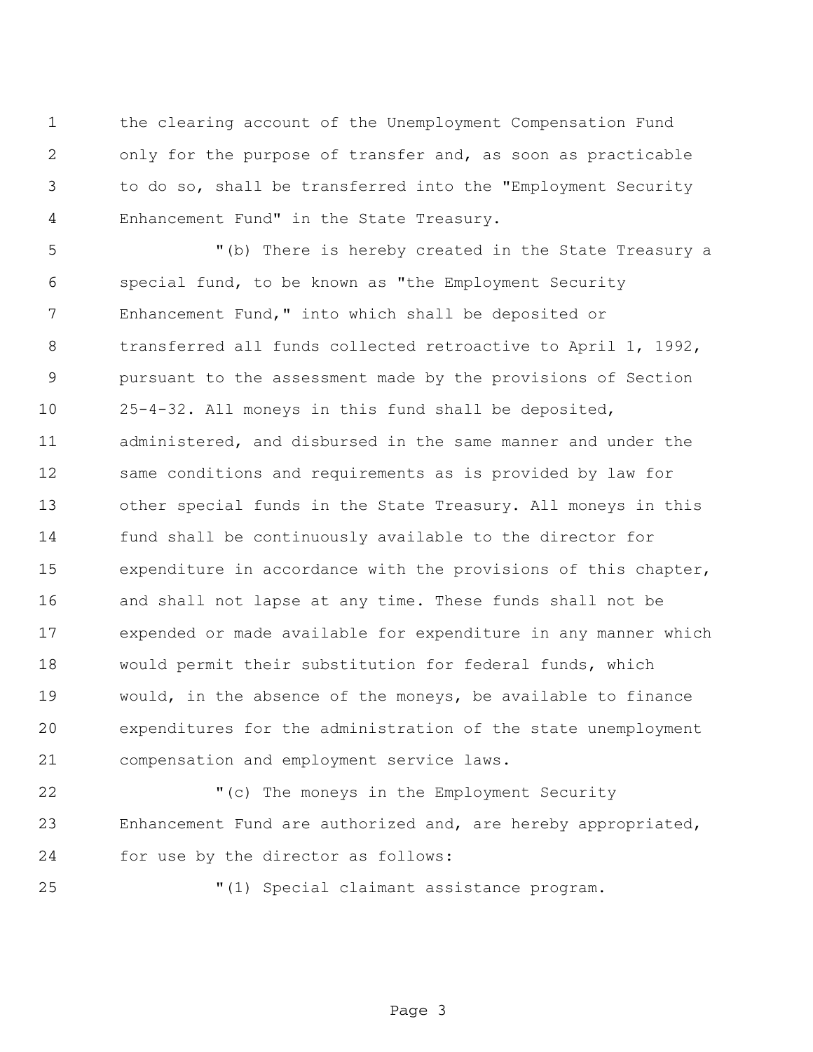the clearing account of the Unemployment Compensation Fund only for the purpose of transfer and, as soon as practicable to do so, shall be transferred into the "Employment Security Enhancement Fund" in the State Treasury.

"(b) There is hereby created in the State Treasury a special fund, to be known as "the Employment Security Enhancement Fund," into which shall be deposited or transferred all funds collected retroactive to April 1, 1992, pursuant to the assessment made by the provisions of Section 25-4-32. All moneys in this fund shall be deposited, administered, and disbursed in the same manner and under the same conditions and requirements as is provided by law for other special funds in the State Treasury. All moneys in this fund shall be continuously available to the director for expenditure in accordance with the provisions of this chapter, and shall not lapse at any time. These funds shall not be expended or made available for expenditure in any manner which would permit their substitution for federal funds, which would, in the absence of the moneys, be available to finance expenditures for the administration of the state unemployment compensation and employment service laws.

"(c) The moneys in the Employment Security Enhancement Fund are authorized and, are hereby appropriated, for use by the director as follows:

"(1) Special claimant assistance program.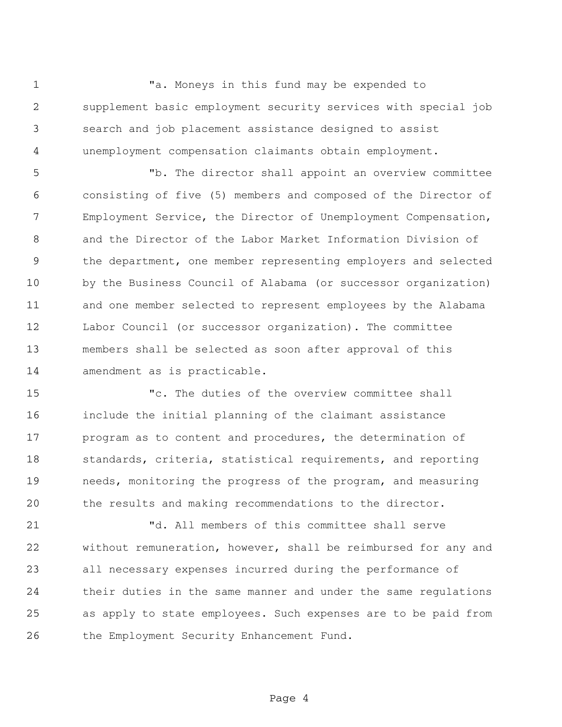"a. Moneys in this fund may be expended to supplement basic employment security services with special job search and job placement assistance designed to assist unemployment compensation claimants obtain employment.

"b. The director shall appoint an overview committee consisting of five (5) members and composed of the Director of Employment Service, the Director of Unemployment Compensation, and the Director of the Labor Market Information Division of the department, one member representing employers and selected by the Business Council of Alabama (or successor organization) and one member selected to represent employees by the Alabama Labor Council (or successor organization). The committee members shall be selected as soon after approval of this amendment as is practicable.

"c. The duties of the overview committee shall include the initial planning of the claimant assistance program as to content and procedures, the determination of standards, criteria, statistical requirements, and reporting needs, monitoring the progress of the program, and measuring the results and making recommendations to the director.

"d. All members of this committee shall serve without remuneration, however, shall be reimbursed for any and all necessary expenses incurred during the performance of their duties in the same manner and under the same regulations as apply to state employees. Such expenses are to be paid from the Employment Security Enhancement Fund.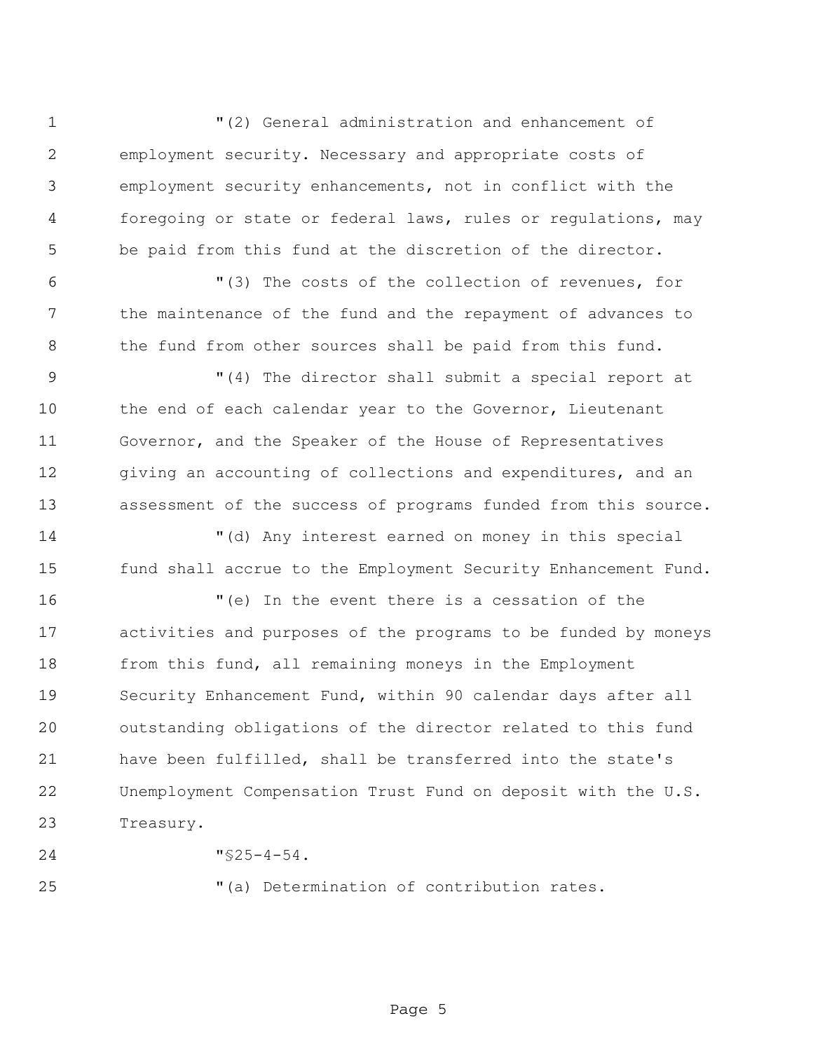"(2) General administration and enhancement of employment security. Necessary and appropriate costs of employment security enhancements, not in conflict with the foregoing or state or federal laws, rules or regulations, may be paid from this fund at the discretion of the director.

"(3) The costs of the collection of revenues, for the maintenance of the fund and the repayment of advances to the fund from other sources shall be paid from this fund.

"(4) The director shall submit a special report at the end of each calendar year to the Governor, Lieutenant Governor, and the Speaker of the House of Representatives giving an accounting of collections and expenditures, and an assessment of the success of programs funded from this source.

"(d) Any interest earned on money in this special fund shall accrue to the Employment Security Enhancement Fund.

"(e) In the event there is a cessation of the activities and purposes of the programs to be funded by moneys from this fund, all remaining moneys in the Employment Security Enhancement Fund, within 90 calendar days after all outstanding obligations of the director related to this fund have been fulfilled, shall be transferred into the state's Unemployment Compensation Trust Fund on deposit with the U.S. Treasury.

"§25-4-54.

"(a) Determination of contribution rates.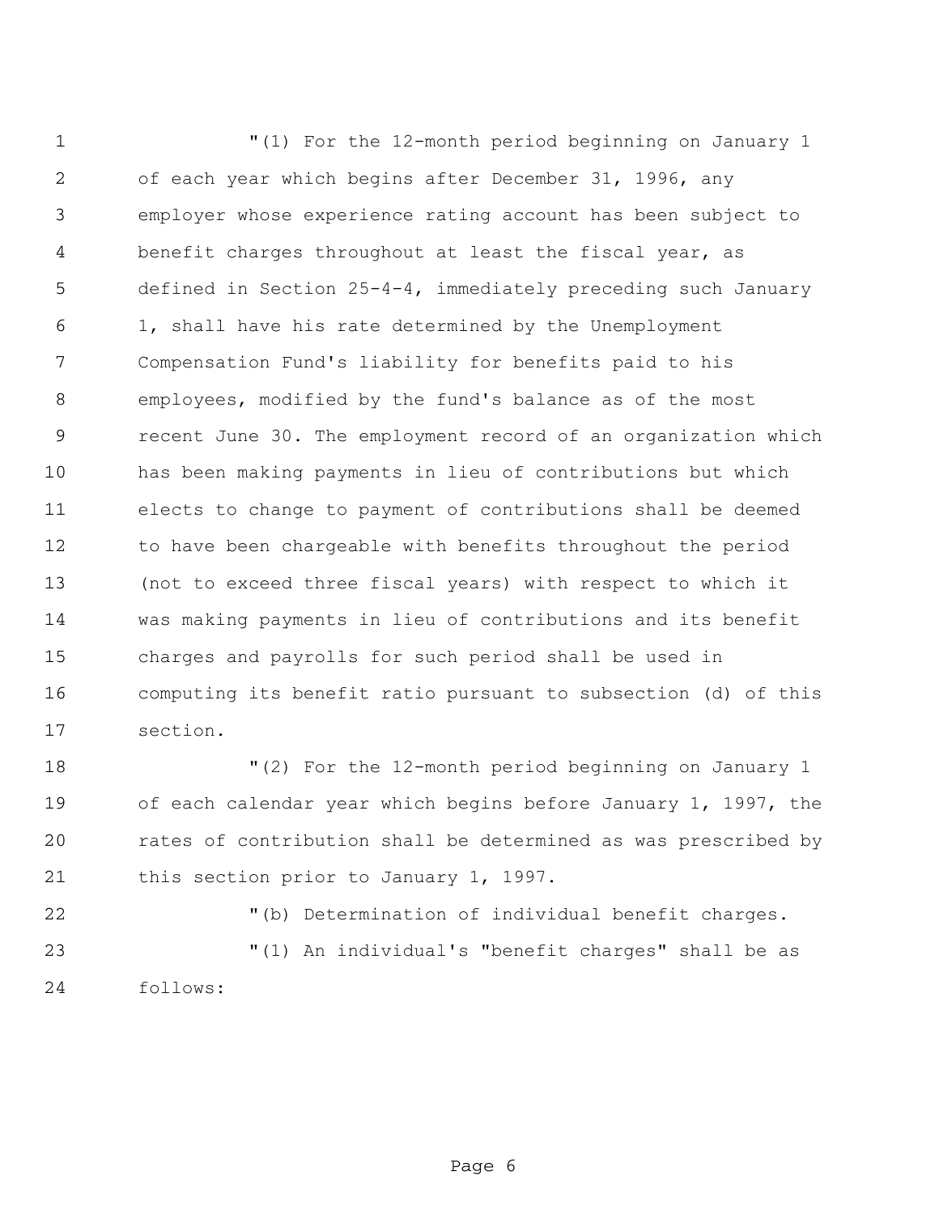"(1) For the 12-month period beginning on January 1 of each year which begins after December 31, 1996, any employer whose experience rating account has been subject to benefit charges throughout at least the fiscal year, as defined in Section 25-4-4, immediately preceding such January 1, shall have his rate determined by the Unemployment Compensation Fund's liability for benefits paid to his employees, modified by the fund's balance as of the most recent June 30. The employment record of an organization which has been making payments in lieu of contributions but which elects to change to payment of contributions shall be deemed to have been chargeable with benefits throughout the period (not to exceed three fiscal years) with respect to which it was making payments in lieu of contributions and its benefit charges and payrolls for such period shall be used in computing its benefit ratio pursuant to subsection (d) of this section.

"(2) For the 12-month period beginning on January 1 of each calendar year which begins before January 1, 1997, the rates of contribution shall be determined as was prescribed by this section prior to January 1, 1997.

"(b) Determination of individual benefit charges.

"(1) An individual's "benefit charges" shall be as follows: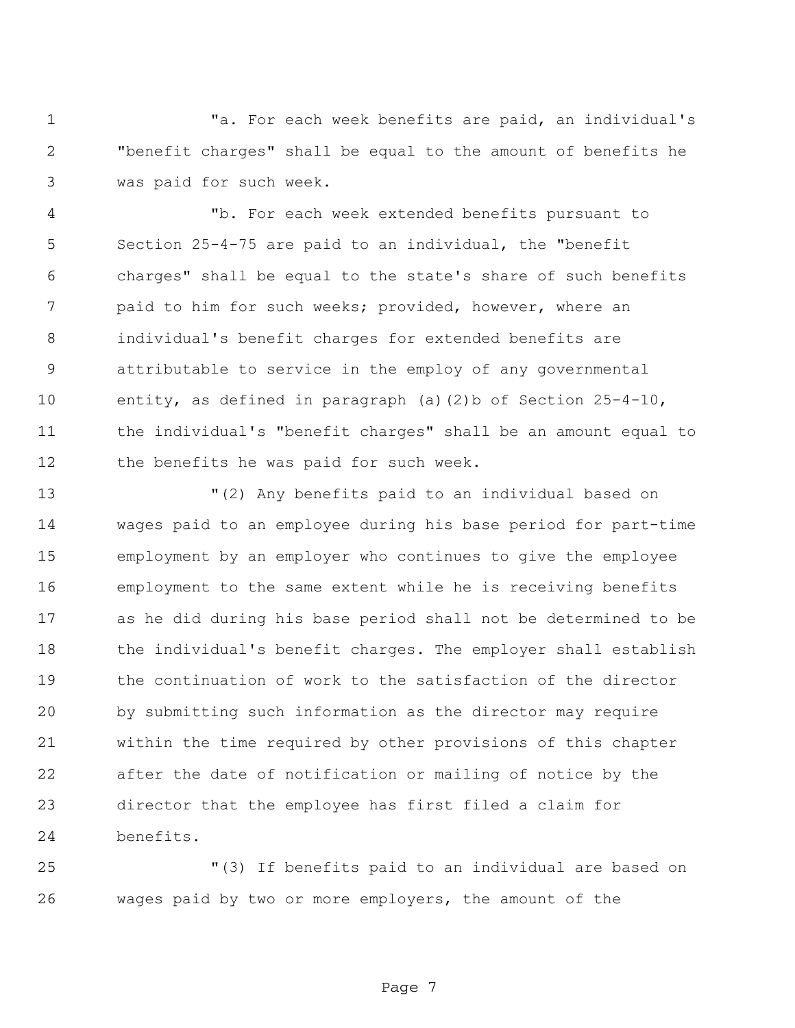"a. For each week benefits are paid, an individual's "benefit charges" shall be equal to the amount of benefits he was paid for such week.

"b. For each week extended benefits pursuant to Section 25-4-75 are paid to an individual, the "benefit charges" shall be equal to the state's share of such benefits paid to him for such weeks; provided, however, where an individual's benefit charges for extended benefits are attributable to service in the employ of any governmental entity, as defined in paragraph (a)(2)b of Section 25-4-10, the individual's "benefit charges" shall be an amount equal to the benefits he was paid for such week.

"(2) Any benefits paid to an individual based on wages paid to an employee during his base period for part-time employment by an employer who continues to give the employee employment to the same extent while he is receiving benefits as he did during his base period shall not be determined to be the individual's benefit charges. The employer shall establish the continuation of work to the satisfaction of the director by submitting such information as the director may require within the time required by other provisions of this chapter after the date of notification or mailing of notice by the director that the employee has first filed a claim for benefits.

"(3) If benefits paid to an individual are based on wages paid by two or more employers, the amount of the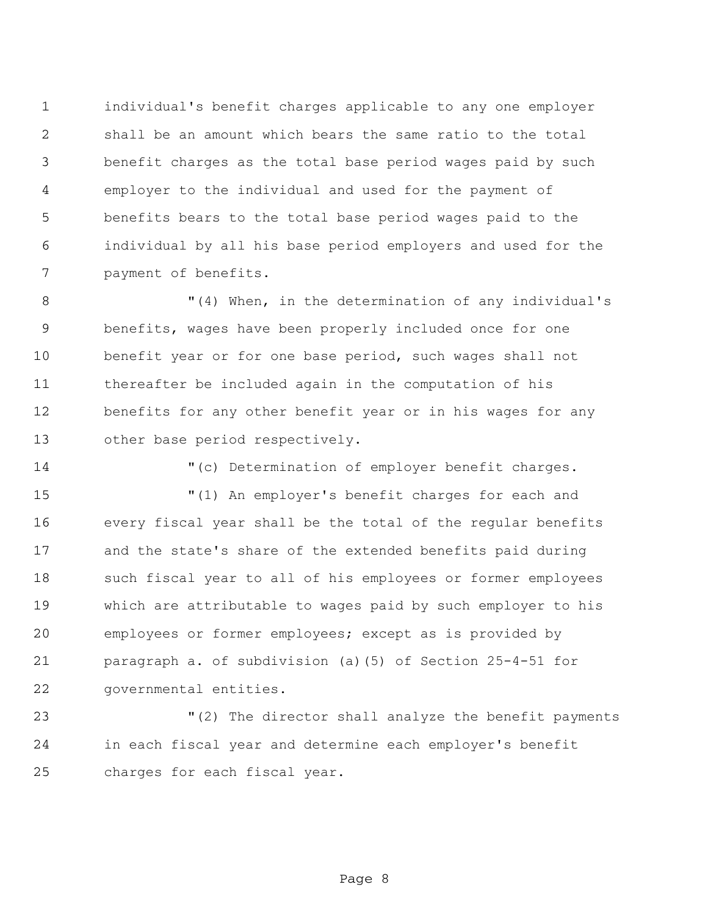individual's benefit charges applicable to any one employer shall be an amount which bears the same ratio to the total benefit charges as the total base period wages paid by such employer to the individual and used for the payment of benefits bears to the total base period wages paid to the individual by all his base period employers and used for the payment of benefits.

"(4) When, in the determination of any individual's benefits, wages have been properly included once for one benefit year or for one base period, such wages shall not thereafter be included again in the computation of his benefits for any other benefit year or in his wages for any other base period respectively.

"(c) Determination of employer benefit charges.

"(1) An employer's benefit charges for each and every fiscal year shall be the total of the regular benefits and the state's share of the extended benefits paid during such fiscal year to all of his employees or former employees which are attributable to wages paid by such employer to his employees or former employees; except as is provided by paragraph a. of subdivision (a)(5) of Section 25-4-51 for governmental entities.

"(2) The director shall analyze the benefit payments in each fiscal year and determine each employer's benefit charges for each fiscal year.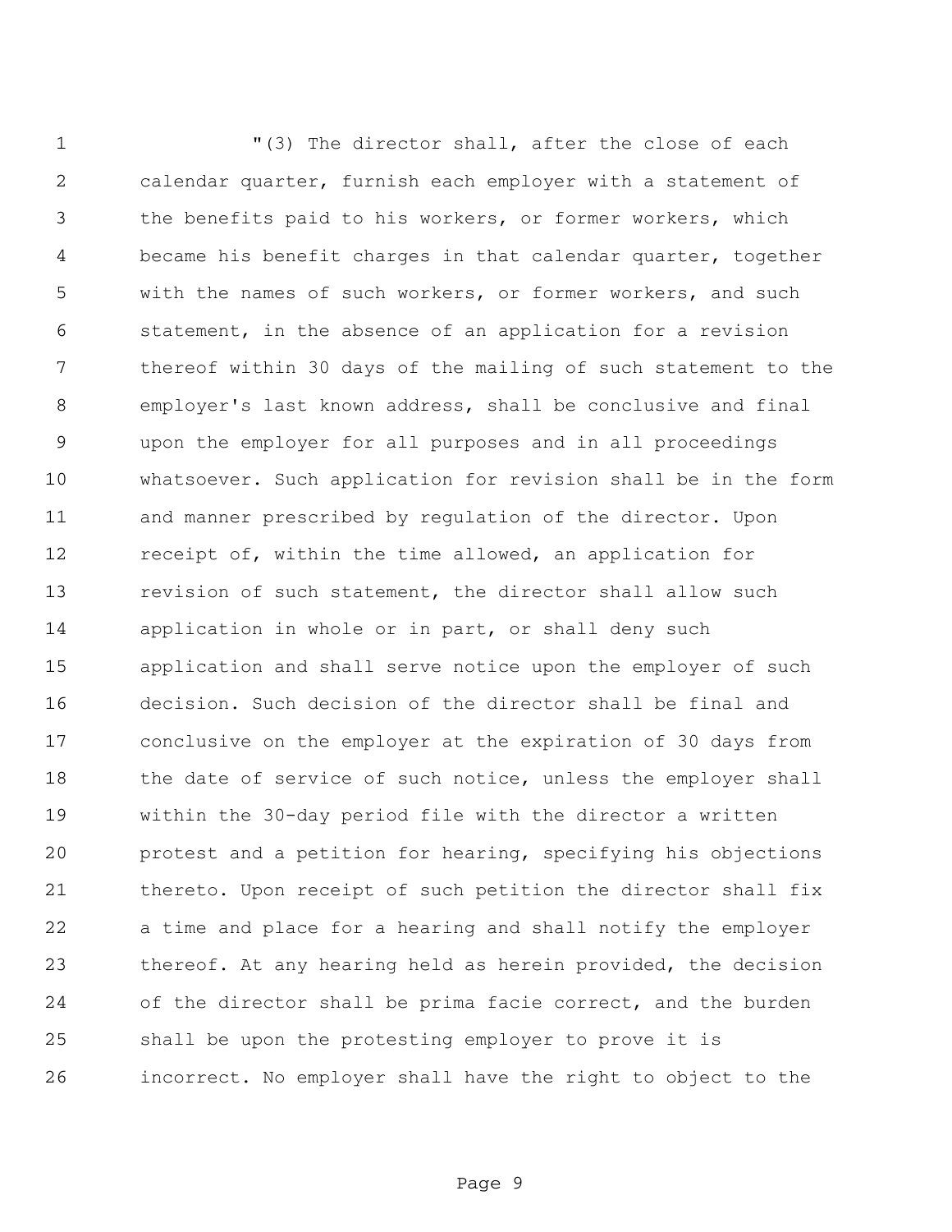"(3) The director shall, after the close of each calendar quarter, furnish each employer with a statement of the benefits paid to his workers, or former workers, which became his benefit charges in that calendar quarter, together with the names of such workers, or former workers, and such statement, in the absence of an application for a revision thereof within 30 days of the mailing of such statement to the employer's last known address, shall be conclusive and final upon the employer for all purposes and in all proceedings whatsoever. Such application for revision shall be in the form and manner prescribed by regulation of the director. Upon receipt of, within the time allowed, an application for revision of such statement, the director shall allow such application in whole or in part, or shall deny such application and shall serve notice upon the employer of such decision. Such decision of the director shall be final and conclusive on the employer at the expiration of 30 days from the date of service of such notice, unless the employer shall within the 30-day period file with the director a written protest and a petition for hearing, specifying his objections thereto. Upon receipt of such petition the director shall fix a time and place for a hearing and shall notify the employer thereof. At any hearing held as herein provided, the decision of the director shall be prima facie correct, and the burden shall be upon the protesting employer to prove it is incorrect. No employer shall have the right to object to the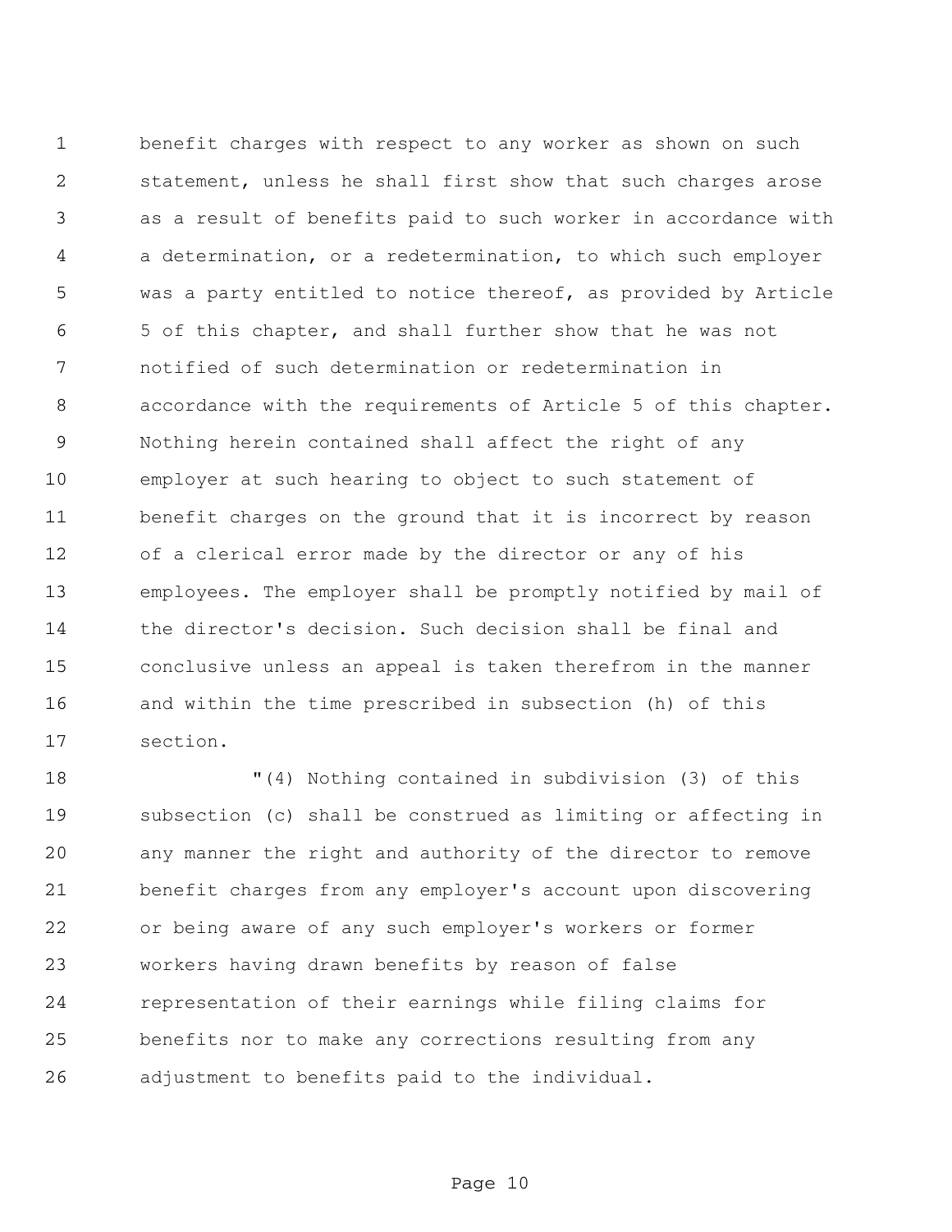benefit charges with respect to any worker as shown on such statement, unless he shall first show that such charges arose as a result of benefits paid to such worker in accordance with a determination, or a redetermination, to which such employer was a party entitled to notice thereof, as provided by Article 5 of this chapter, and shall further show that he was not notified of such determination or redetermination in accordance with the requirements of Article 5 of this chapter. Nothing herein contained shall affect the right of any employer at such hearing to object to such statement of benefit charges on the ground that it is incorrect by reason of a clerical error made by the director or any of his employees. The employer shall be promptly notified by mail of the director's decision. Such decision shall be final and conclusive unless an appeal is taken therefrom in the manner and within the time prescribed in subsection (h) of this section.

"(4) Nothing contained in subdivision (3) of this subsection (c) shall be construed as limiting or affecting in any manner the right and authority of the director to remove benefit charges from any employer's account upon discovering or being aware of any such employer's workers or former workers having drawn benefits by reason of false representation of their earnings while filing claims for benefits nor to make any corrections resulting from any adjustment to benefits paid to the individual.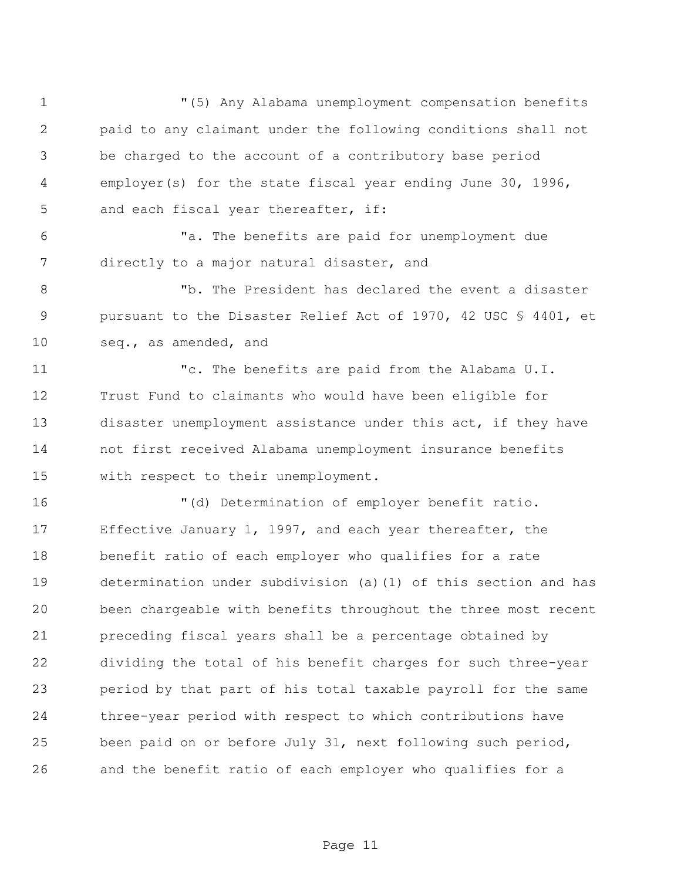"(5) Any Alabama unemployment compensation benefits paid to any claimant under the following conditions shall not be charged to the account of a contributory base period employer(s) for the state fiscal year ending June 30, 1996, and each fiscal year thereafter, if:

"a. The benefits are paid for unemployment due directly to a major natural disaster, and

"b. The President has declared the event a disaster pursuant to the Disaster Relief Act of 1970, 42 USC § 4401, et seq., as amended, and

"c. The benefits are paid from the Alabama U.I. Trust Fund to claimants who would have been eligible for disaster unemployment assistance under this act, if they have not first received Alabama unemployment insurance benefits with respect to their unemployment.

"(d) Determination of employer benefit ratio. Effective January 1, 1997, and each year thereafter, the benefit ratio of each employer who qualifies for a rate determination under subdivision (a)(1) of this section and has been chargeable with benefits throughout the three most recent preceding fiscal years shall be a percentage obtained by dividing the total of his benefit charges for such three-year period by that part of his total taxable payroll for the same three-year period with respect to which contributions have been paid on or before July 31, next following such period, and the benefit ratio of each employer who qualifies for a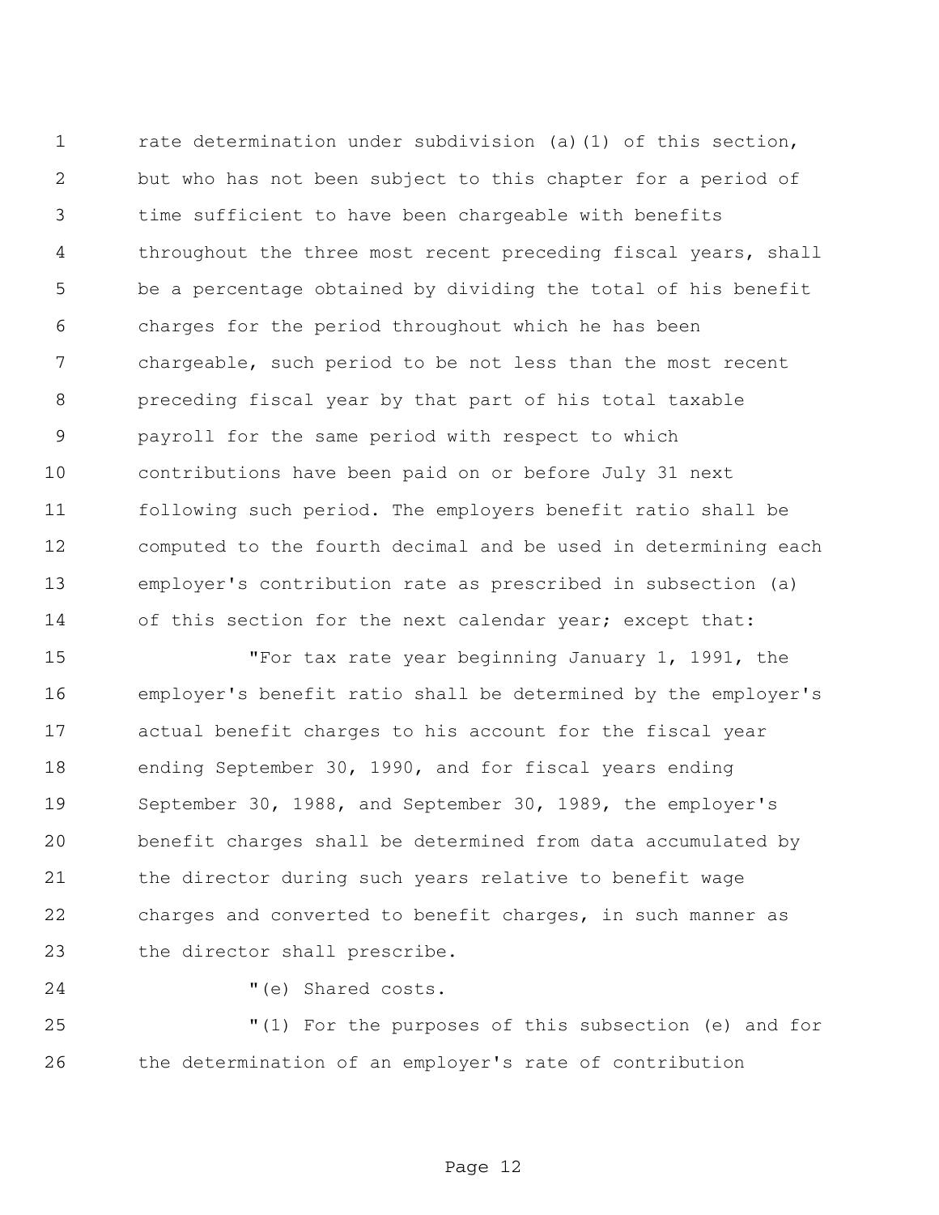rate determination under subdivision (a)(1) of this section, but who has not been subject to this chapter for a period of time sufficient to have been chargeable with benefits throughout the three most recent preceding fiscal years, shall be a percentage obtained by dividing the total of his benefit charges for the period throughout which he has been chargeable, such period to be not less than the most recent preceding fiscal year by that part of his total taxable payroll for the same period with respect to which contributions have been paid on or before July 31 next following such period. The employers benefit ratio shall be computed to the fourth decimal and be used in determining each employer's contribution rate as prescribed in subsection (a) of this section for the next calendar year; except that:

"For tax rate year beginning January 1, 1991, the employer's benefit ratio shall be determined by the employer's actual benefit charges to his account for the fiscal year ending September 30, 1990, and for fiscal years ending September 30, 1988, and September 30, 1989, the employer's benefit charges shall be determined from data accumulated by the director during such years relative to benefit wage charges and converted to benefit charges, in such manner as the director shall prescribe.

"(e) Shared costs.

"(1) For the purposes of this subsection (e) and for the determination of an employer's rate of contribution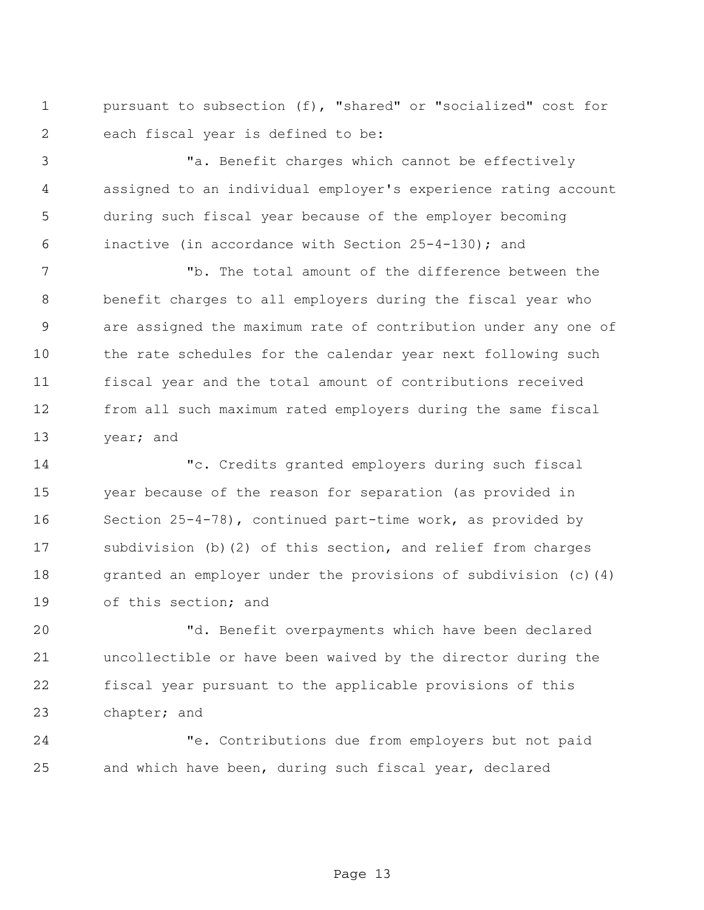pursuant to subsection (f), "shared" or "socialized" cost for each fiscal year is defined to be:

"a. Benefit charges which cannot be effectively assigned to an individual employer's experience rating account during such fiscal year because of the employer becoming inactive (in accordance with Section 25-4-130); and

"b. The total amount of the difference between the benefit charges to all employers during the fiscal year who are assigned the maximum rate of contribution under any one of the rate schedules for the calendar year next following such fiscal year and the total amount of contributions received from all such maximum rated employers during the same fiscal year; and

"c. Credits granted employers during such fiscal year because of the reason for separation (as provided in Section 25-4-78), continued part-time work, as provided by subdivision (b)(2) of this section, and relief from charges granted an employer under the provisions of subdivision (c)(4) of this section; and

"d. Benefit overpayments which have been declared uncollectible or have been waived by the director during the fiscal year pursuant to the applicable provisions of this chapter; and

"e. Contributions due from employers but not paid and which have been, during such fiscal year, declared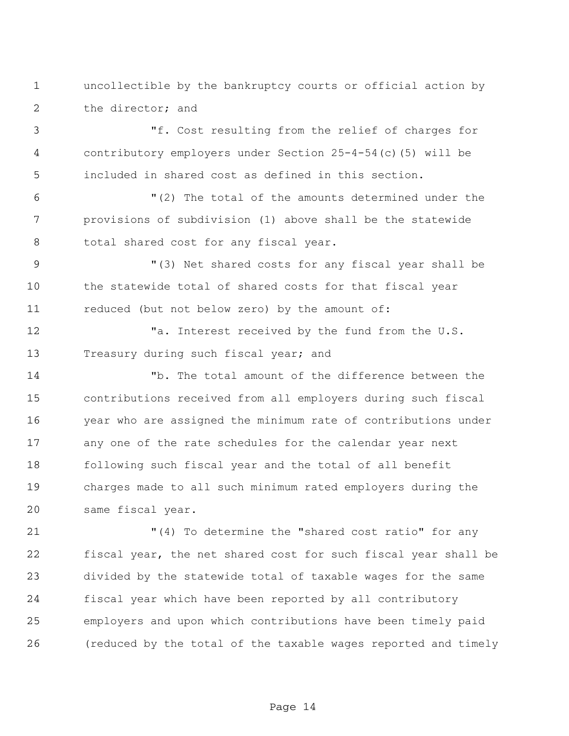uncollectible by the bankruptcy courts or official action by the director; and

"f. Cost resulting from the relief of charges for contributory employers under Section 25-4-54(c)(5) will be included in shared cost as defined in this section.

"(2) The total of the amounts determined under the provisions of subdivision (1) above shall be the statewide total shared cost for any fiscal year.

"(3) Net shared costs for any fiscal year shall be the statewide total of shared costs for that fiscal year reduced (but not below zero) by the amount of:

"a. Interest received by the fund from the U.S. Treasury during such fiscal year; and

"b. The total amount of the difference between the contributions received from all employers during such fiscal year who are assigned the minimum rate of contributions under any one of the rate schedules for the calendar year next following such fiscal year and the total of all benefit charges made to all such minimum rated employers during the same fiscal year.

"(4) To determine the "shared cost ratio" for any fiscal year, the net shared cost for such fiscal year shall be divided by the statewide total of taxable wages for the same fiscal year which have been reported by all contributory employers and upon which contributions have been timely paid (reduced by the total of the taxable wages reported and timely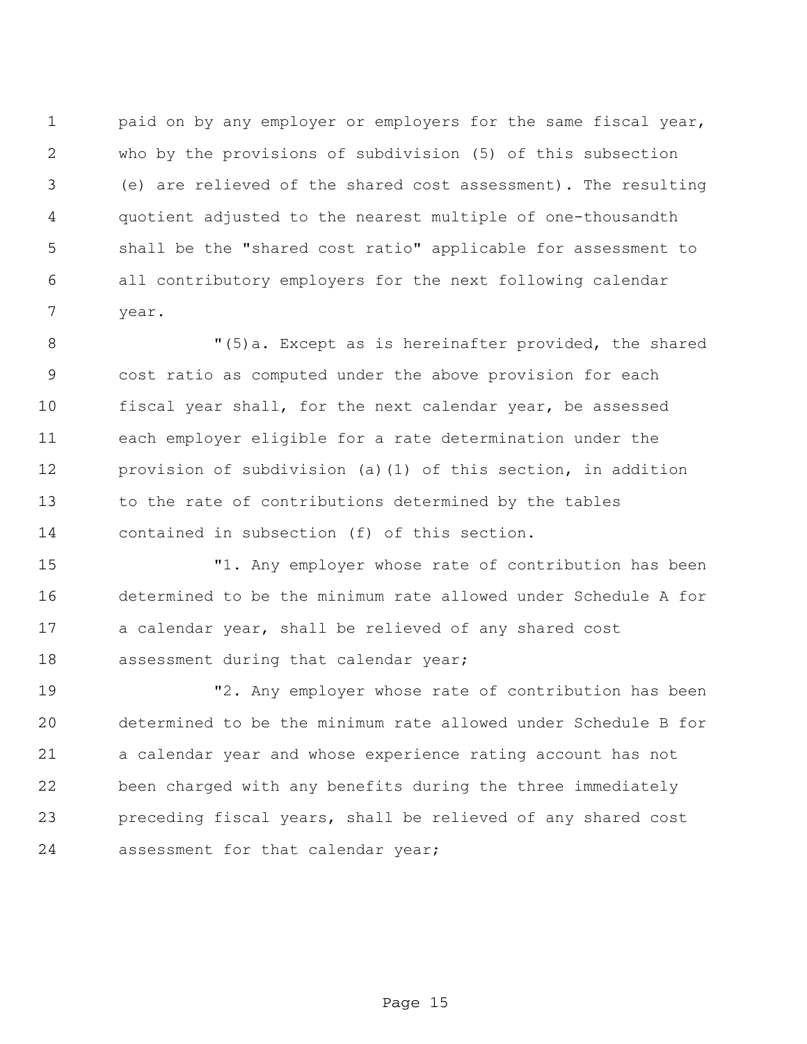paid on by any employer or employers for the same fiscal year, who by the provisions of subdivision (5) of this subsection (e) are relieved of the shared cost assessment). The resulting quotient adjusted to the nearest multiple of one-thousandth shall be the "shared cost ratio" applicable for assessment to all contributory employers for the next following calendar year.

"(5)a. Except as is hereinafter provided, the shared cost ratio as computed under the above provision for each fiscal year shall, for the next calendar year, be assessed each employer eligible for a rate determination under the provision of subdivision (a)(1) of this section, in addition to the rate of contributions determined by the tables contained in subsection (f) of this section.

"1. Any employer whose rate of contribution has been determined to be the minimum rate allowed under Schedule A for a calendar year, shall be relieved of any shared cost assessment during that calendar year;

"2. Any employer whose rate of contribution has been determined to be the minimum rate allowed under Schedule B for a calendar year and whose experience rating account has not been charged with any benefits during the three immediately preceding fiscal years, shall be relieved of any shared cost assessment for that calendar year;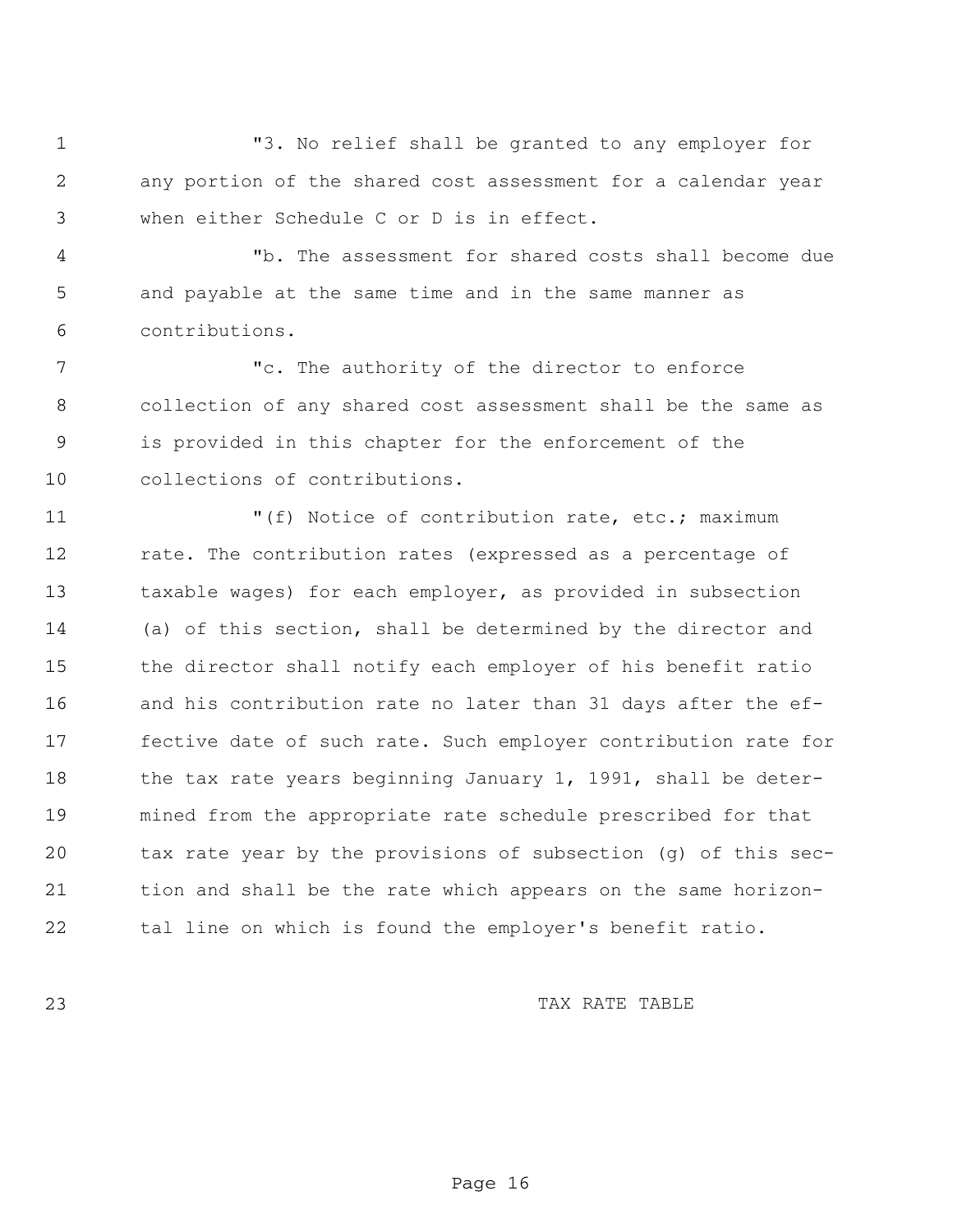"3. No relief shall be granted to any employer for any portion of the shared cost assessment for a calendar year when either Schedule C or D is in effect.

"b. The assessment for shared costs shall become due and payable at the same time and in the same manner as contributions.

"c. The authority of the director to enforce collection of any shared cost assessment shall be the same as is provided in this chapter for the enforcement of the collections of contributions.

"(f) Notice of contribution rate, etc.; maximum rate. The contribution rates (expressed as a percentage of taxable wages) for each employer, as provided in subsection (a) of this section, shall be determined by the director and the director shall notify each employer of his benefit ratio and his contribution rate no later than 31 days after the effective date of such rate. Such employer contribution rate for the tax rate years beginning January 1, 1991, shall be determined from the appropriate rate schedule prescribed for that tax rate year by the provisions of subsection (g) of this section and shall be the rate which appears on the same horizontal line on which is found the employer's benefit ratio.

TAX RATE TABLE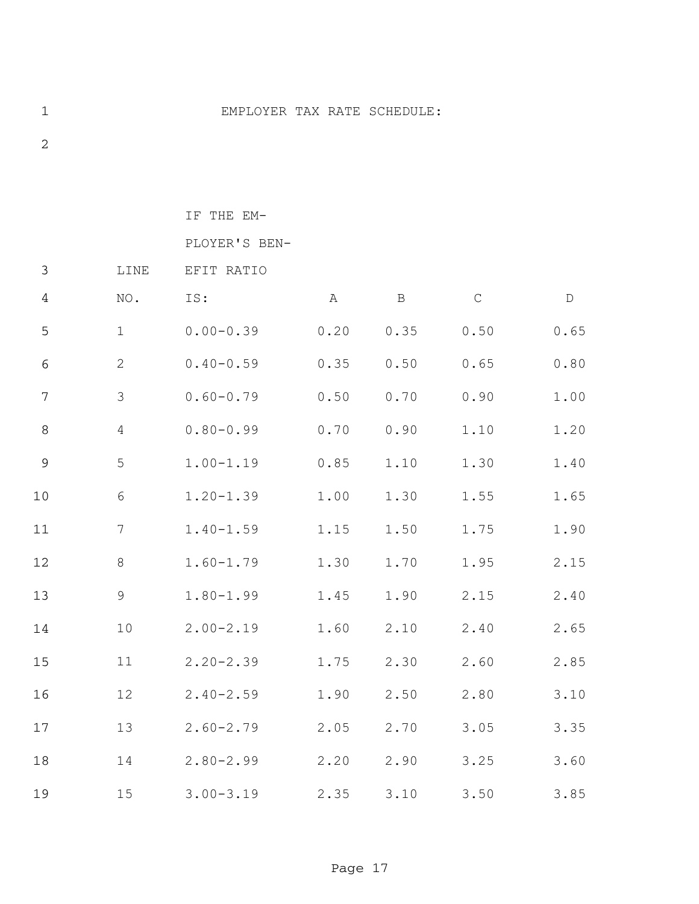EMPLOYER TAX RATE SCHEDULE:

| LINE NO. | IF THE EMPLOYER'S BENEFIT RATIO IS: | A | B | C | D |
|---|---|---|---|---|---|
| 1 | 0.00-0.39 | 0.20 | 0.35 | 0.50 | 0.65 |
| 2 | 0.40-0.59 | 0.35 | 0.50 | 0.65 | 0.80 |
| 3 | 0.60-0.79 | 0.50 | 0.70 | 0.90 | 1.00 |
| 4 | 0.80-0.99 | 0.70 | 0.90 | 1.10 | 1.20 |
| 5 | 1.00-1.19 | 0.85 | 1.10 | 1.30 | 1.40 |
| 6 | 1.20-1.39 | 1.00 | 1.30 | 1.55 | 1.65 |
| 7 | 1.40-1.59 | 1.15 | 1.50 | 1.75 | 1.90 |
| 8 | 1.60-1.79 | 1.30 | 1.70 | 1.95 | 2.15 |
| 9 | 1.80-1.99 | 1.45 | 1.90 | 2.15 | 2.40 |
| 10 | 2.00-2.19 | 1.60 | 2.10 | 2.40 | 2.65 |
| 11 | 2.20-2.39 | 1.75 | 2.30 | 2.60 | 2.85 |
| 12 | 2.40-2.59 | 1.90 | 2.50 | 2.80 | 3.10 |
| 13 | 2.60-2.79 | 2.05 | 2.70 | 3.05 | 3.35 |
| 14 | 2.80-2.99 | 2.20 | 2.90 | 3.25 | 3.60 |
| 15 | 3.00-3.19 | 2.35 | 3.10 | 3.50 | 3.85 |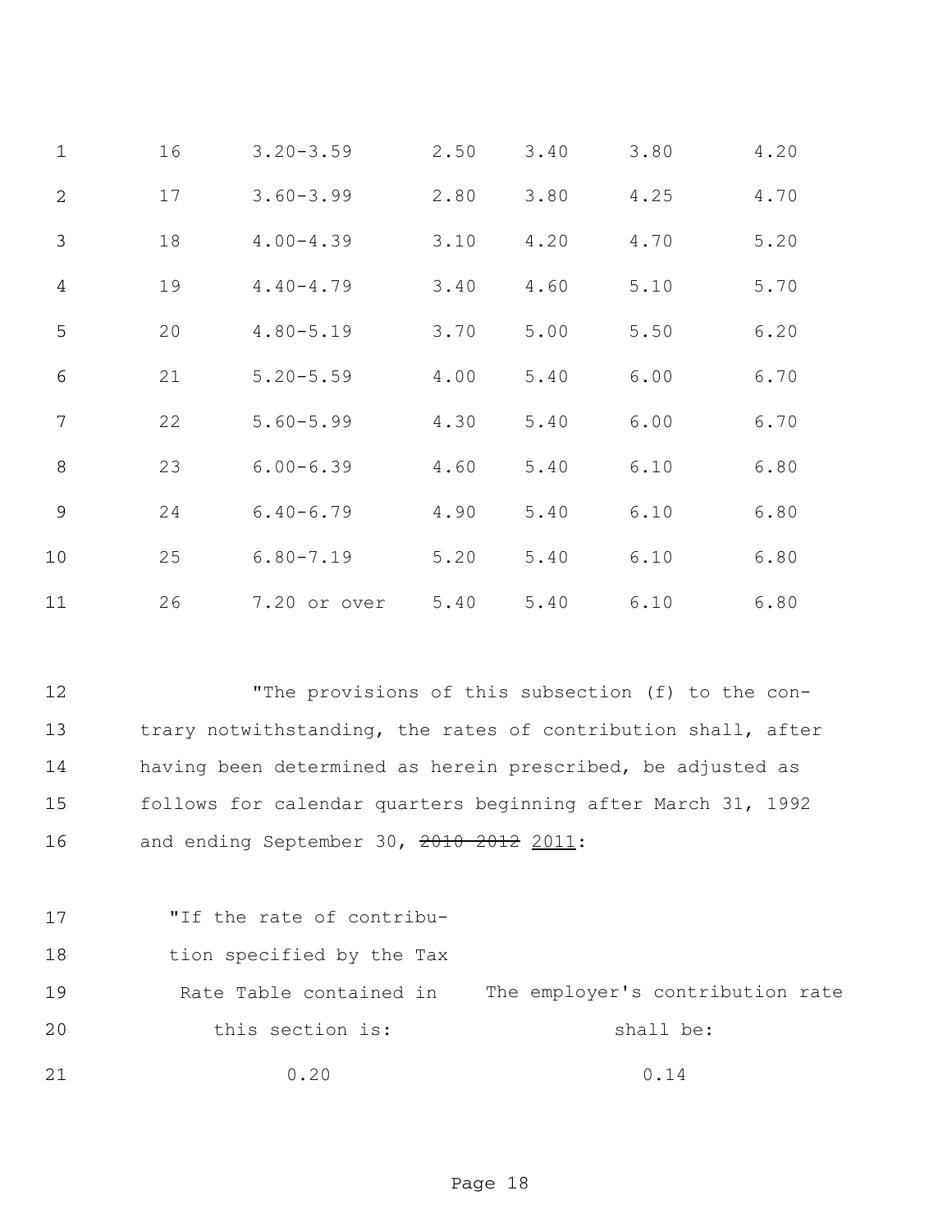| | | | | | |
|---|---|---|---|---|---|
| 16 | 3.20-3.59 | 2.50 | 3.40 | 3.80 | 4.20 |
| 17 | 3.60-3.99 | 2.80 | 3.80 | 4.25 | 4.70 |
| 18 | 4.00-4.39 | 3.10 | 4.20 | 4.70 | 5.20 |
| 19 | 4.40-4.79 | 3.40 | 4.60 | 5.10 | 5.70 |
| 20 | 4.80-5.19 | 3.70 | 5.00 | 5.50 | 6.20 |
| 21 | 5.20-5.59 | 4.00 | 5.40 | 6.00 | 6.70 |
| 22 | 5.60-5.99 | 4.30 | 5.40 | 6.00 | 6.70 |
| 23 | 6.00-6.39 | 4.60 | 5.40 | 6.10 | 6.80 |
| 24 | 6.40-6.79 | 4.90 | 5.40 | 6.10 | 6.80 |
| 25 | 6.80-7.19 | 5.20 | 5.40 | 6.10 | 6.80 |
| 26 | 7.20 or over | 5.40 | 5.40 | 6.10 | 6.80 |

"The provisions of this subsection (f) to the contrary notwithstanding, the rates of contribution shall, after having been determined as herein prescribed, be adjusted as follows for calendar quarters beginning after March 31, 1992 and ending September 30, ~~2010 2012~~ 2011:

| "If the rate of contribution specified by the Tax Rate Table contained in this section is: | The employer's contribution rate shall be: |
|---|---|
| 0.20 | 0.14 |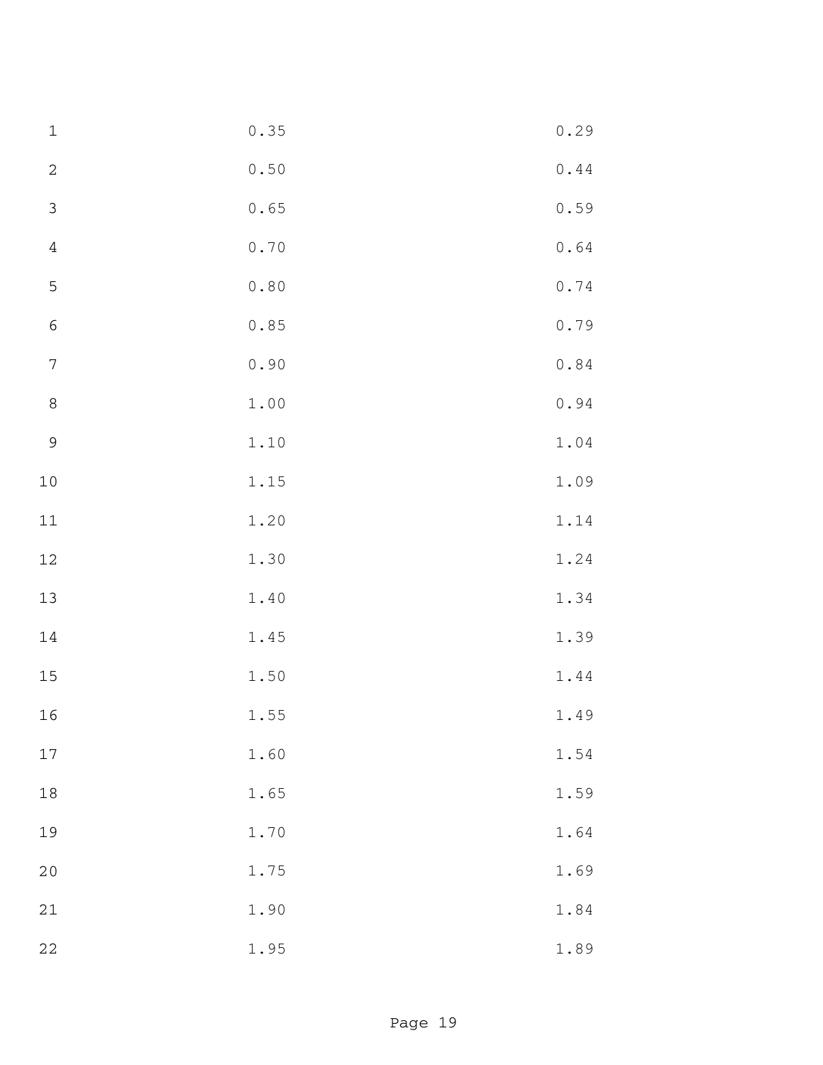| | | |
|---|---|---|
| 1 | 0.35 | 0.29 |
| 2 | 0.50 | 0.44 |
| 3 | 0.65 | 0.59 |
| 4 | 0.70 | 0.64 |
| 5 | 0.80 | 0.74 |
| 6 | 0.85 | 0.79 |
| 7 | 0.90 | 0.84 |
| 8 | 1.00 | 0.94 |
| 9 | 1.10 | 1.04 |
| 10 | 1.15 | 1.09 |
| 11 | 1.20 | 1.14 |
| 12 | 1.30 | 1.24 |
| 13 | 1.40 | 1.34 |
| 14 | 1.45 | 1.39 |
| 15 | 1.50 | 1.44 |
| 16 | 1.55 | 1.49 |
| 17 | 1.60 | 1.54 |
| 18 | 1.65 | 1.59 |
| 19 | 1.70 | 1.64 |
| 20 | 1.75 | 1.69 |
| 21 | 1.90 | 1.84 |
| 22 | 1.95 | 1.89 |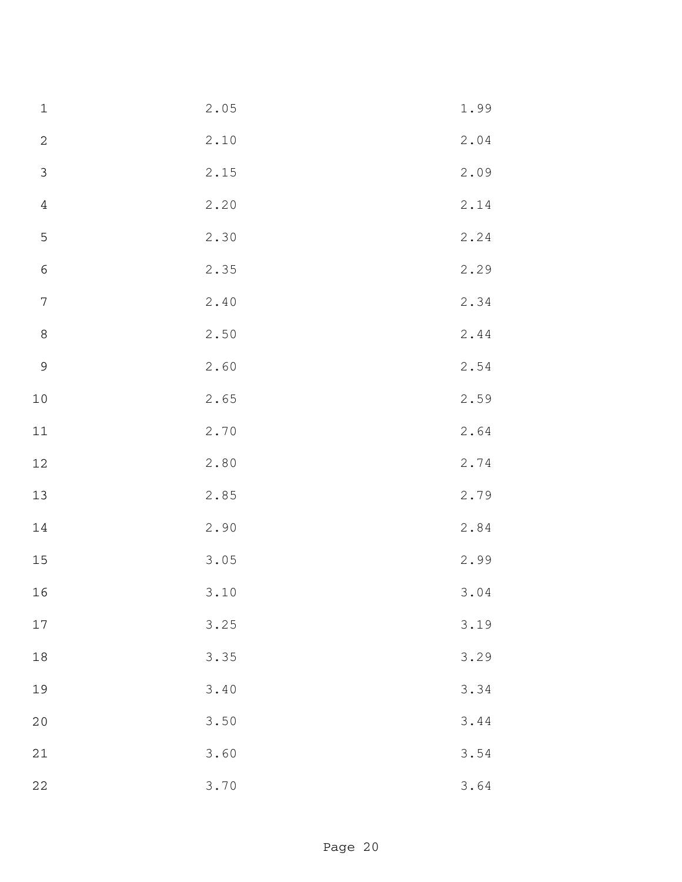| | |
|---|---|
| 2.05 | 1.99 |
| 2.10 | 2.04 |
| 2.15 | 2.09 |
| 2.20 | 2.14 |
| 2.30 | 2.24 |
| 2.35 | 2.29 |
| 2.40 | 2.34 |
| 2.50 | 2.44 |
| 2.60 | 2.54 |
| 2.65 | 2.59 |
| 2.70 | 2.64 |
| 2.80 | 2.74 |
| 2.85 | 2.79 |
| 2.90 | 2.84 |
| 3.05 | 2.99 |
| 3.10 | 3.04 |
| 3.25 | 3.19 |
| 3.35 | 3.29 |
| 3.40 | 3.34 |
| 3.50 | 3.44 |
| 3.60 | 3.54 |
| 3.70 | 3.64 |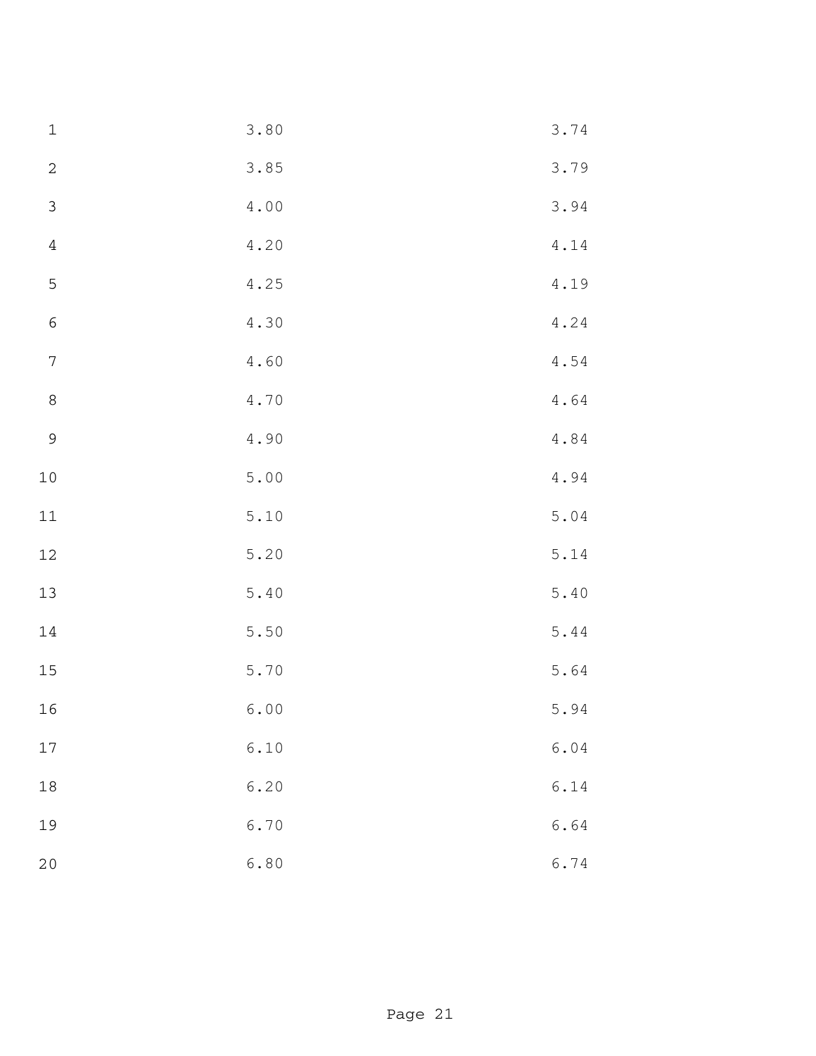| | | |
|---|---|---|
| 1 | 3.80 | 3.74 |
| 2 | 3.85 | 3.79 |
| 3 | 4.00 | 3.94 |
| 4 | 4.20 | 4.14 |
| 5 | 4.25 | 4.19 |
| 6 | 4.30 | 4.24 |
| 7 | 4.60 | 4.54 |
| 8 | 4.70 | 4.64 |
| 9 | 4.90 | 4.84 |
| 10 | 5.00 | 4.94 |
| 11 | 5.10 | 5.04 |
| 12 | 5.20 | 5.14 |
| 13 | 5.40 | 5.40 |
| 14 | 5.50 | 5.44 |
| 15 | 5.70 | 5.64 |
| 16 | 6.00 | 5.94 |
| 17 | 6.10 | 6.04 |
| 18 | 6.20 | 6.14 |
| 19 | 6.70 | 6.64 |
| 20 | 6.80 | 6.74 |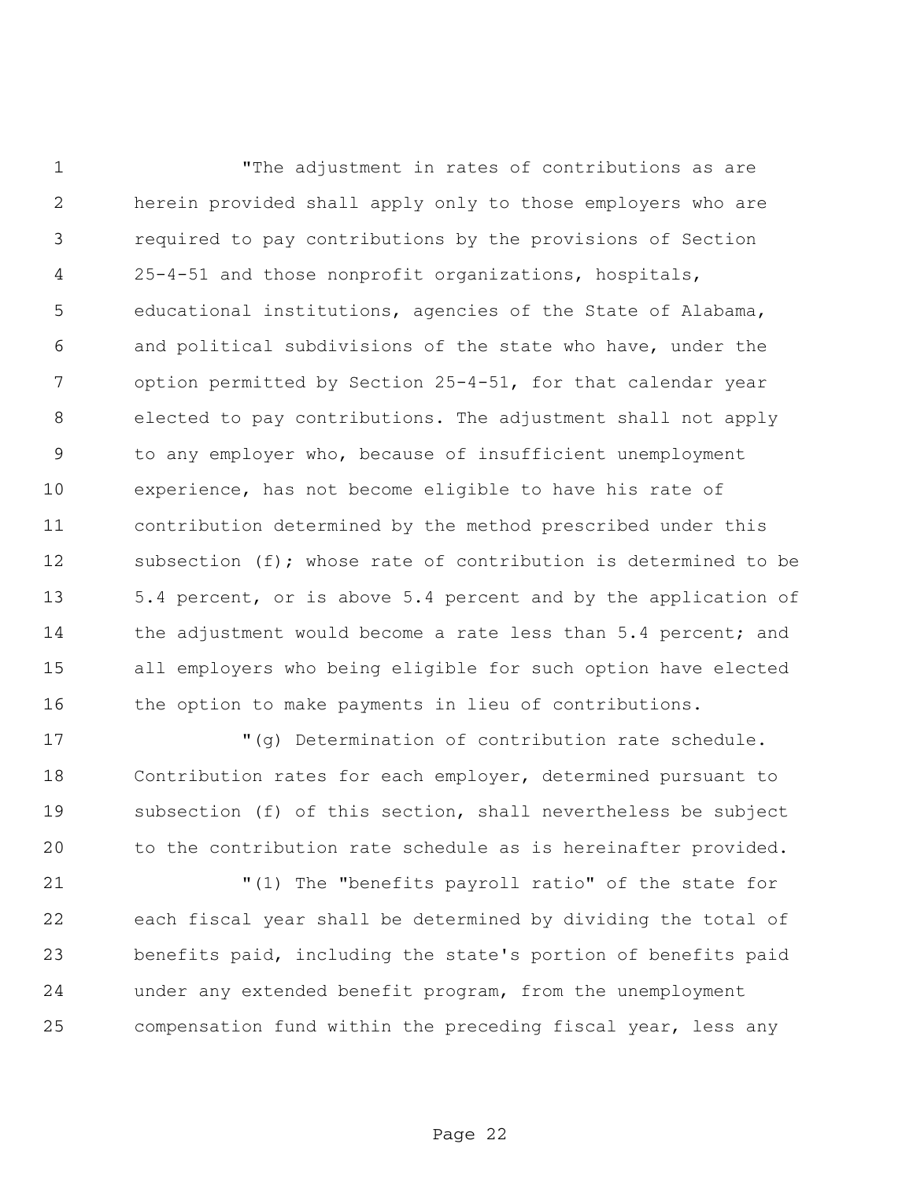"The adjustment in rates of contributions as are herein provided shall apply only to those employers who are required to pay contributions by the provisions of Section 25-4-51 and those nonprofit organizations, hospitals, educational institutions, agencies of the State of Alabama, and political subdivisions of the state who have, under the option permitted by Section 25-4-51, for that calendar year elected to pay contributions. The adjustment shall not apply to any employer who, because of insufficient unemployment experience, has not become eligible to have his rate of contribution determined by the method prescribed under this subsection (f); whose rate of contribution is determined to be 5.4 percent, or is above 5.4 percent and by the application of the adjustment would become a rate less than 5.4 percent; and all employers who being eligible for such option have elected the option to make payments in lieu of contributions.

"(g) Determination of contribution rate schedule. Contribution rates for each employer, determined pursuant to subsection (f) of this section, shall nevertheless be subject to the contribution rate schedule as is hereinafter provided.

"(1) The "benefits payroll ratio" of the state for each fiscal year shall be determined by dividing the total of benefits paid, including the state's portion of benefits paid under any extended benefit program, from the unemployment compensation fund within the preceding fiscal year, less any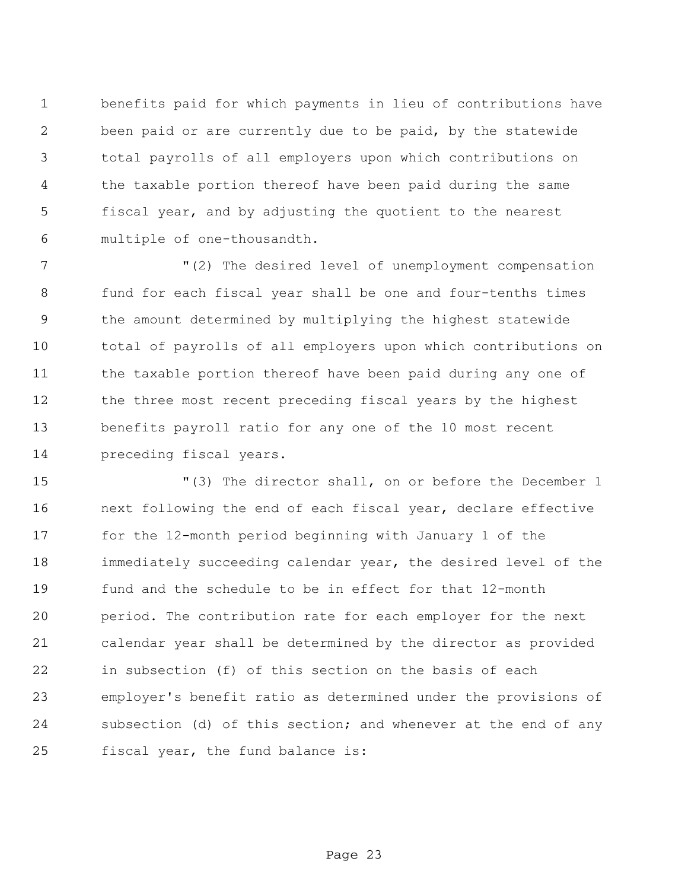benefits paid for which payments in lieu of contributions have been paid or are currently due to be paid, by the statewide total payrolls of all employers upon which contributions on the taxable portion thereof have been paid during the same fiscal year, and by adjusting the quotient to the nearest multiple of one-thousandth.

"(2) The desired level of unemployment compensation fund for each fiscal year shall be one and four-tenths times the amount determined by multiplying the highest statewide total of payrolls of all employers upon which contributions on the taxable portion thereof have been paid during any one of the three most recent preceding fiscal years by the highest benefits payroll ratio for any one of the 10 most recent preceding fiscal years.

"(3) The director shall, on or before the December 1 next following the end of each fiscal year, declare effective for the 12-month period beginning with January 1 of the immediately succeeding calendar year, the desired level of the fund and the schedule to be in effect for that 12-month period. The contribution rate for each employer for the next calendar year shall be determined by the director as provided in subsection (f) of this section on the basis of each employer's benefit ratio as determined under the provisions of subsection (d) of this section; and whenever at the end of any fiscal year, the fund balance is: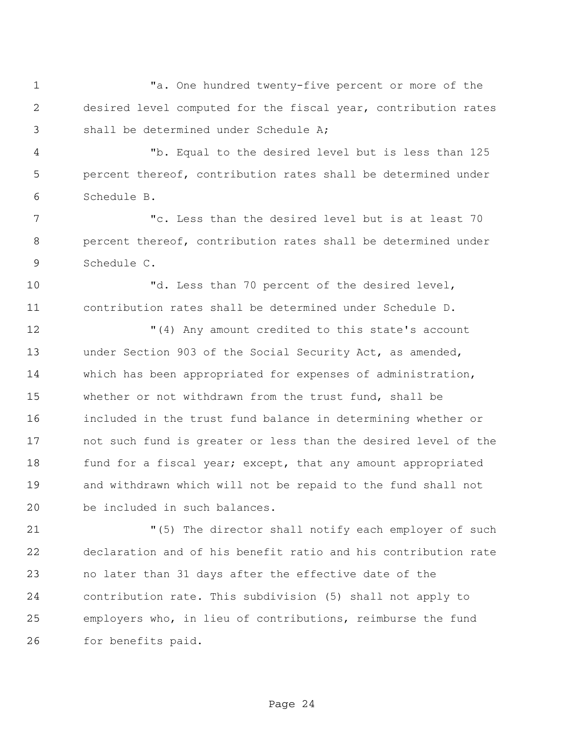"a. One hundred twenty-five percent or more of the desired level computed for the fiscal year, contribution rates shall be determined under Schedule A;

"b. Equal to the desired level but is less than 125 percent thereof, contribution rates shall be determined under Schedule B.

"c. Less than the desired level but is at least 70 percent thereof, contribution rates shall be determined under Schedule C.

"d. Less than 70 percent of the desired level, contribution rates shall be determined under Schedule D.

"(4) Any amount credited to this state's account under Section 903 of the Social Security Act, as amended, which has been appropriated for expenses of administration, whether or not withdrawn from the trust fund, shall be included in the trust fund balance in determining whether or not such fund is greater or less than the desired level of the fund for a fiscal year; except, that any amount appropriated and withdrawn which will not be repaid to the fund shall not be included in such balances.

"(5) The director shall notify each employer of such declaration and of his benefit ratio and his contribution rate no later than 31 days after the effective date of the contribution rate. This subdivision (5) shall not apply to employers who, in lieu of contributions, reimburse the fund for benefits paid.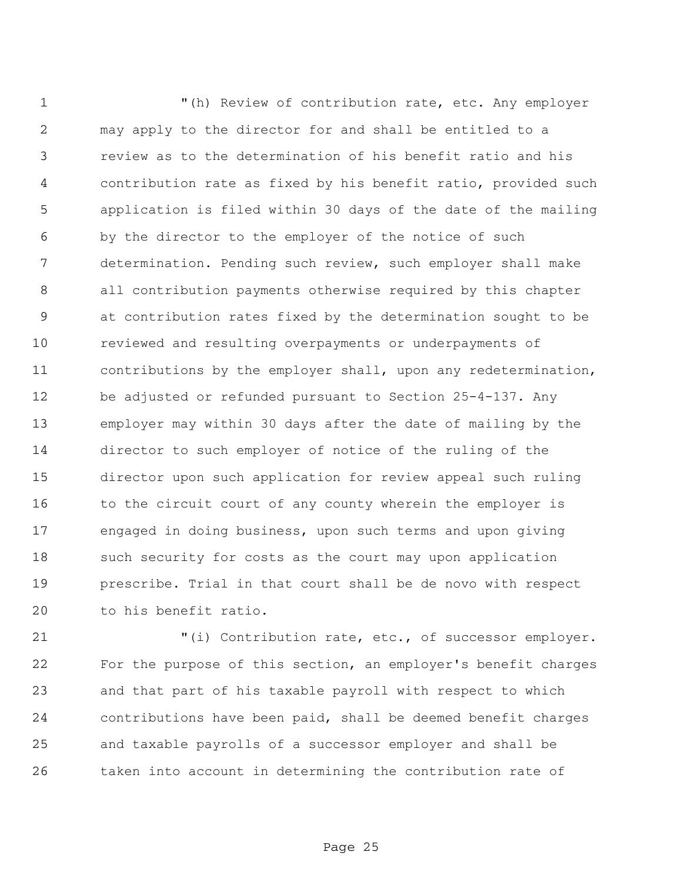"(h) Review of contribution rate, etc. Any employer may apply to the director for and shall be entitled to a review as to the determination of his benefit ratio and his contribution rate as fixed by his benefit ratio, provided such application is filed within 30 days of the date of the mailing by the director to the employer of the notice of such determination. Pending such review, such employer shall make all contribution payments otherwise required by this chapter at contribution rates fixed by the determination sought to be reviewed and resulting overpayments or underpayments of contributions by the employer shall, upon any redetermination, be adjusted or refunded pursuant to Section 25-4-137. Any employer may within 30 days after the date of mailing by the director to such employer of notice of the ruling of the director upon such application for review appeal such ruling to the circuit court of any county wherein the employer is engaged in doing business, upon such terms and upon giving such security for costs as the court may upon application prescribe. Trial in that court shall be de novo with respect to his benefit ratio.

"(i) Contribution rate, etc., of successor employer. For the purpose of this section, an employer's benefit charges and that part of his taxable payroll with respect to which contributions have been paid, shall be deemed benefit charges and taxable payrolls of a successor employer and shall be taken into account in determining the contribution rate of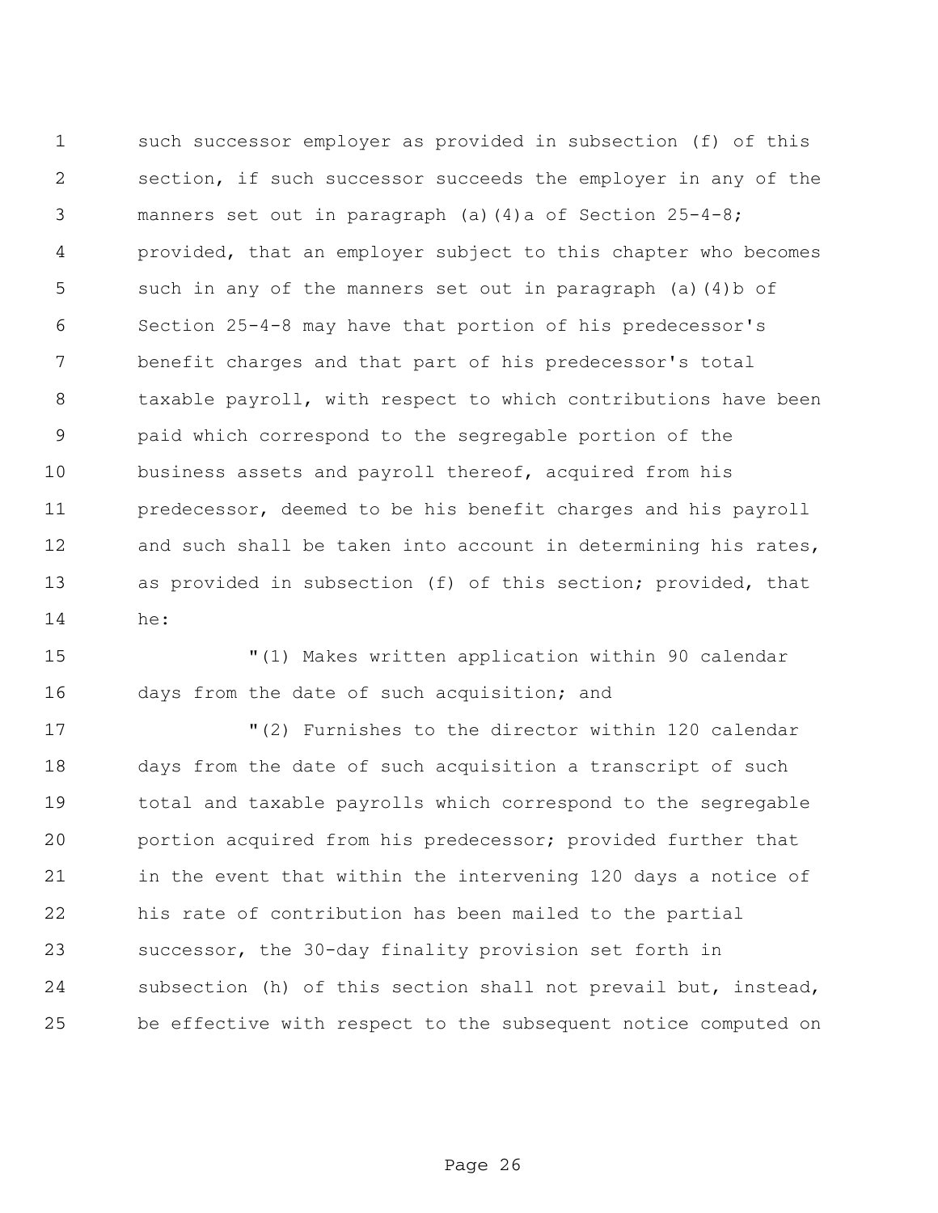such successor employer as provided in subsection (f) of this section, if such successor succeeds the employer in any of the manners set out in paragraph (a)(4)a of Section 25-4-8; provided, that an employer subject to this chapter who becomes such in any of the manners set out in paragraph (a)(4)b of Section 25-4-8 may have that portion of his predecessor's benefit charges and that part of his predecessor's total taxable payroll, with respect to which contributions have been paid which correspond to the segregable portion of the business assets and payroll thereof, acquired from his predecessor, deemed to be his benefit charges and his payroll and such shall be taken into account in determining his rates, as provided in subsection (f) of this section; provided, that he:

"(1) Makes written application within 90 calendar days from the date of such acquisition; and

"(2) Furnishes to the director within 120 calendar days from the date of such acquisition a transcript of such total and taxable payrolls which correspond to the segregable portion acquired from his predecessor; provided further that in the event that within the intervening 120 days a notice of his rate of contribution has been mailed to the partial successor, the 30-day finality provision set forth in subsection (h) of this section shall not prevail but, instead, be effective with respect to the subsequent notice computed on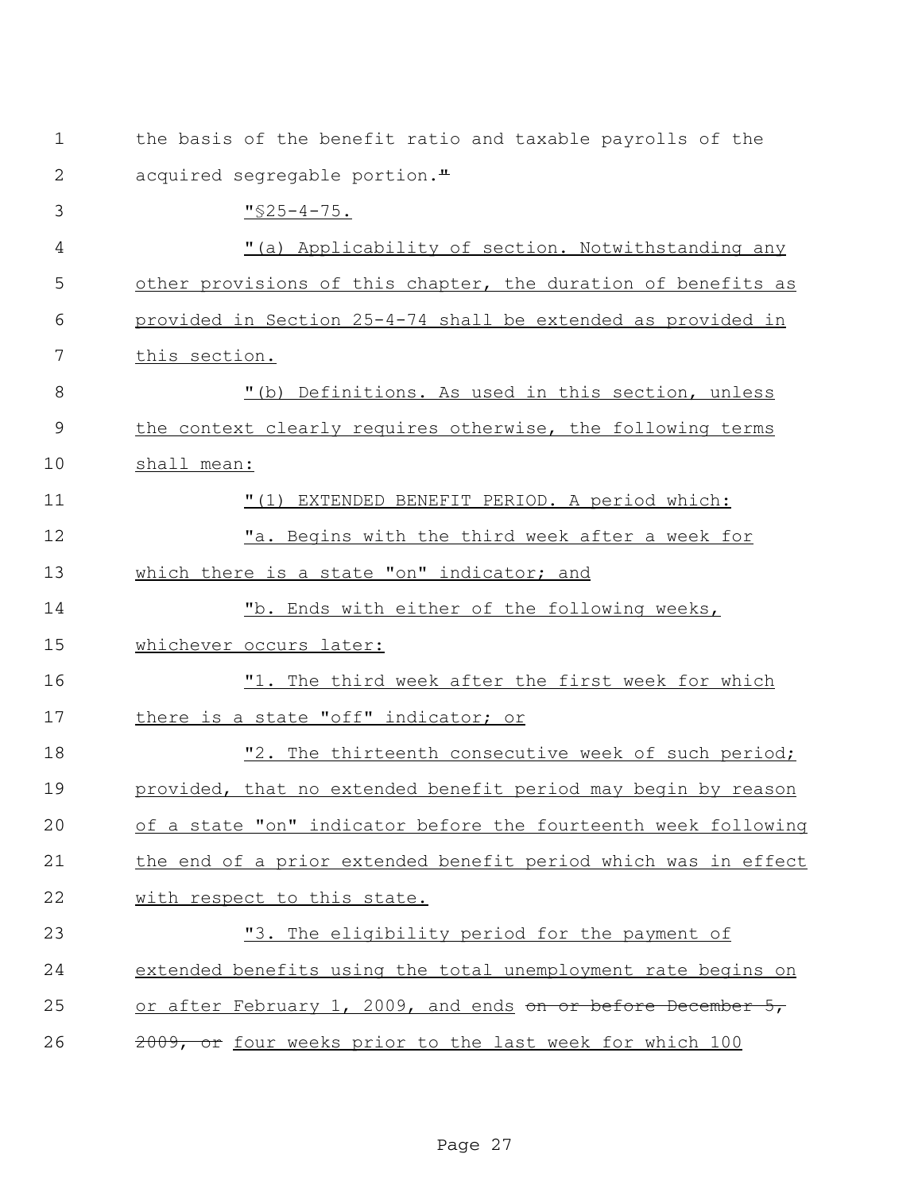the basis of the benefit ratio and taxable payrolls of the acquired segregable portion.~~"~~

<u>"§25-4-75.</u>

<u>"(a) Applicability of section. Notwithstanding any other provisions of this chapter, the duration of benefits as provided in Section 25-4-74 shall be extended as provided in this section.</u>

<u>"(b) Definitions. As used in this section, unless the context clearly requires otherwise, the following terms shall mean:</u>

<u>"(1) EXTENDED BENEFIT PERIOD. A period which:</u>

<u>"a. Begins with the third week after a week for which there is a state "on" indicator; and</u>

<u>"b. Ends with either of the following weeks, whichever occurs later:</u>

<u>"1. The third week after the first week for which there is a state "off" indicator; or</u>

<u>"2. The thirteenth consecutive week of such period; provided, that no extended benefit period may begin by reason of a state "on" indicator before the fourteenth week following the end of a prior extended benefit period which was in effect with respect to this state.</u>

<u>"3. The eligibility period for the payment of extended benefits using the total unemployment rate begins on or after February 1, 2009, and ends</u> ~~on or before December 5, 2009, or~~ <u>four weeks prior to the last week for which 100</u>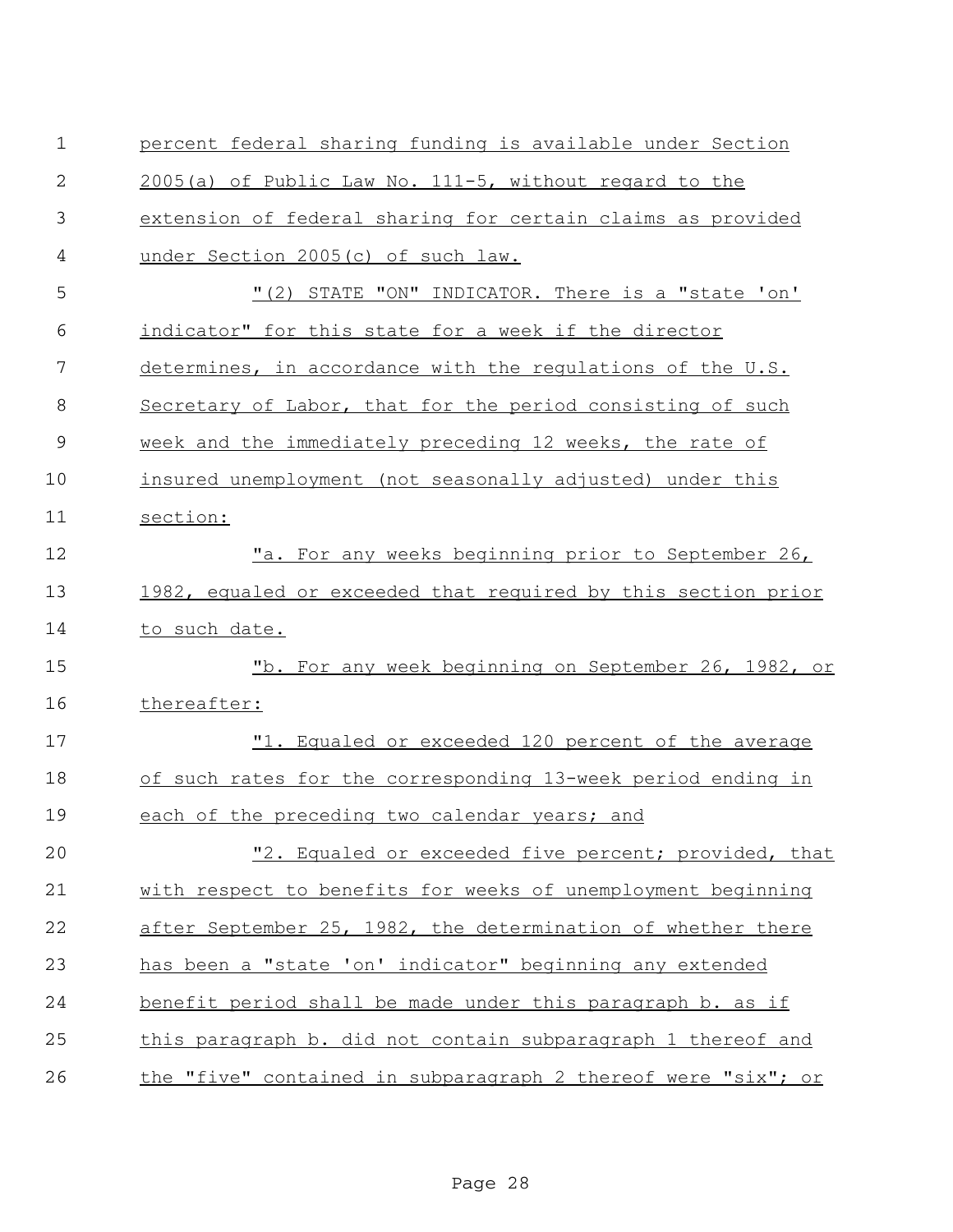percent federal sharing funding is available under Section 2005(a) of Public Law No. 111-5, without regard to the extension of federal sharing for certain claims as provided under Section 2005(c) of such law.

"(2) STATE "ON" INDICATOR. There is a "state 'on' indicator" for this state for a week if the director determines, in accordance with the regulations of the U.S. Secretary of Labor, that for the period consisting of such week and the immediately preceding 12 weeks, the rate of insured unemployment (not seasonally adjusted) under this section:

"a. For any weeks beginning prior to September 26, 1982, equaled or exceeded that required by this section prior to such date.

"b. For any week beginning on September 26, 1982, or thereafter:

"1. Equaled or exceeded 120 percent of the average of such rates for the corresponding 13-week period ending in each of the preceding two calendar years; and

"2. Equaled or exceeded five percent; provided, that with respect to benefits for weeks of unemployment beginning after September 25, 1982, the determination of whether there has been a "state 'on' indicator" beginning any extended benefit period shall be made under this paragraph b. as if this paragraph b. did not contain subparagraph 1 thereof and the "five" contained in subparagraph 2 thereof were "six"; or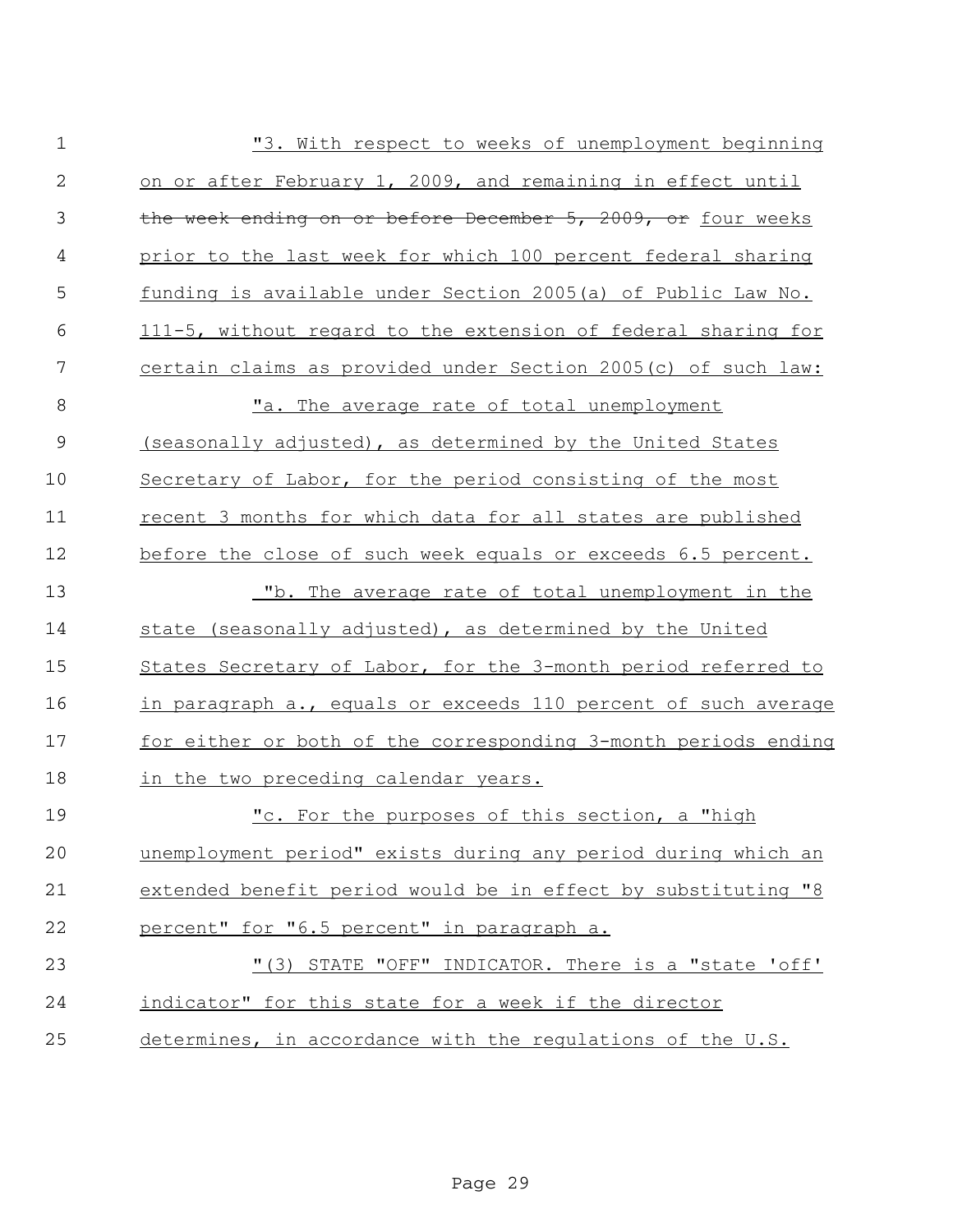"3. With respect to weeks of unemployment beginning on or after February 1, 2009, and remaining in effect until ~~the week ending on or before December 5, 2009, or~~ four weeks prior to the last week for which 100 percent federal sharing funding is available under Section 2005(a) of Public Law No. 111-5, without regard to the extension of federal sharing for certain claims as provided under Section 2005(c) of such law:

"a. The average rate of total unemployment (seasonally adjusted), as determined by the United States Secretary of Labor, for the period consisting of the most recent 3 months for which data for all states are published before the close of such week equals or exceeds 6.5 percent.

"b. The average rate of total unemployment in the state (seasonally adjusted), as determined by the United States Secretary of Labor, for the 3-month period referred to in paragraph a., equals or exceeds 110 percent of such average for either or both of the corresponding 3-month periods ending in the two preceding calendar years.

"c. For the purposes of this section, a "high unemployment period" exists during any period during which an extended benefit period would be in effect by substituting "8 percent" for "6.5 percent" in paragraph a.

"(3) STATE "OFF" INDICATOR. There is a "state 'off' indicator" for this state for a week if the director determines, in accordance with the regulations of the U.S.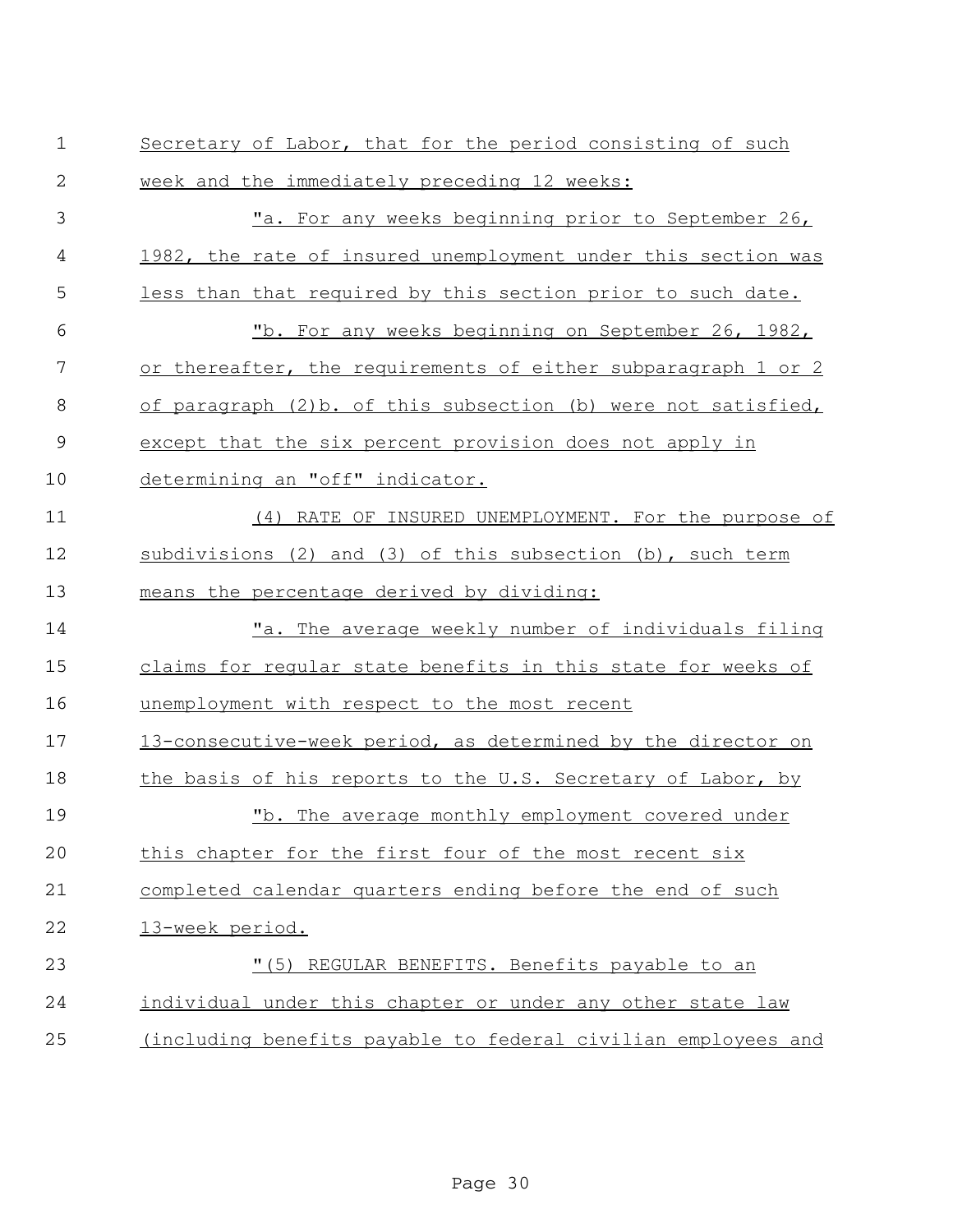Secretary of Labor, that for the period consisting of such week and the immediately preceding 12 weeks:

"a. For any weeks beginning prior to September 26, 1982, the rate of insured unemployment under this section was less than that required by this section prior to such date.

"b. For any weeks beginning on September 26, 1982, or thereafter, the requirements of either subparagraph 1 or 2 of paragraph (2)b. of this subsection (b) were not satisfied, except that the six percent provision does not apply in determining an "off" indicator.

(4) RATE OF INSURED UNEMPLOYMENT. For the purpose of subdivisions (2) and (3) of this subsection (b), such term means the percentage derived by dividing:

"a. The average weekly number of individuals filing claims for regular state benefits in this state for weeks of unemployment with respect to the most recent 13-consecutive-week period, as determined by the director on the basis of his reports to the U.S. Secretary of Labor, by

"b. The average monthly employment covered under this chapter for the first four of the most recent six completed calendar quarters ending before the end of such 13-week period.

"(5) REGULAR BENEFITS. Benefits payable to an individual under this chapter or under any other state law (including benefits payable to federal civilian employees and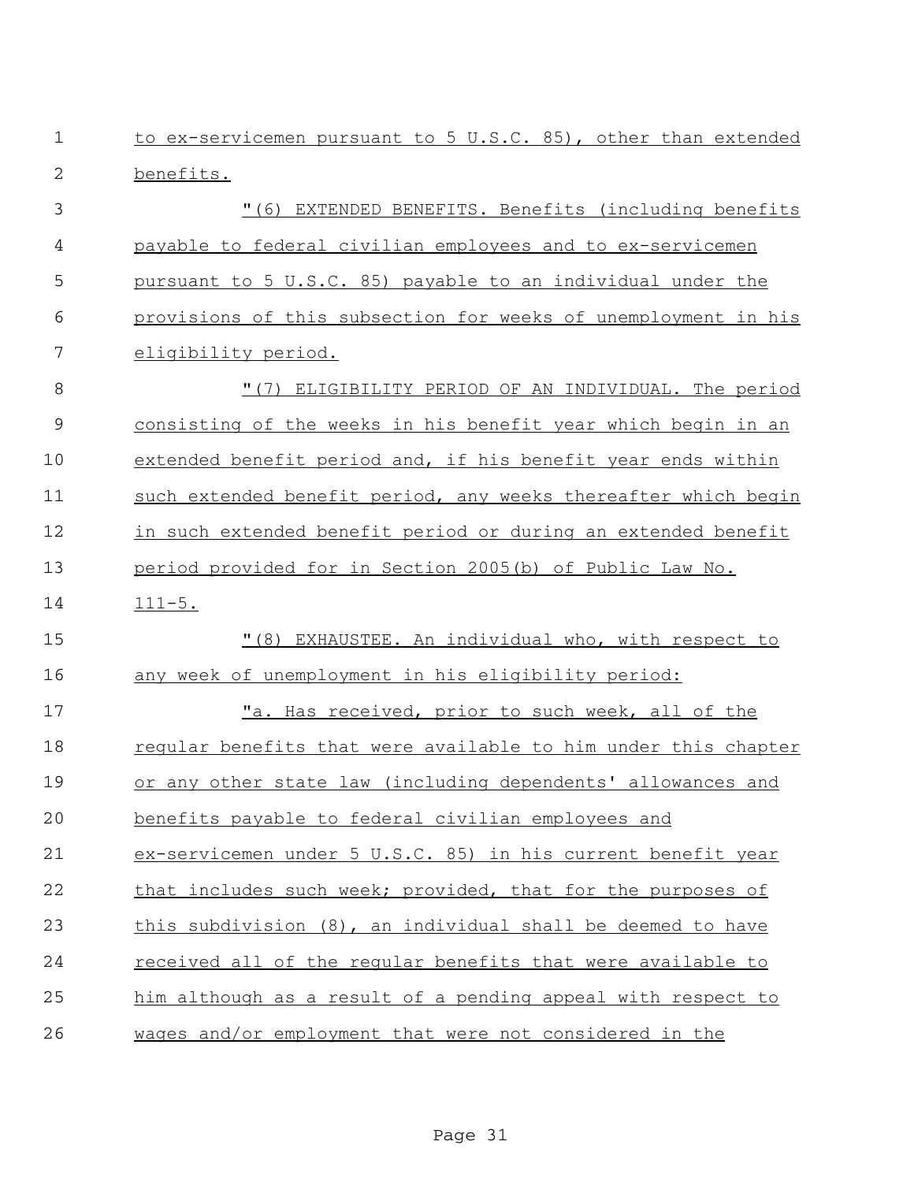to ex-servicemen pursuant to 5 U.S.C. 85), other than extended benefits.

"(6) EXTENDED BENEFITS. Benefits (including benefits payable to federal civilian employees and to ex-servicemen pursuant to 5 U.S.C. 85) payable to an individual under the provisions of this subsection for weeks of unemployment in his eligibility period.

"(7) ELIGIBILITY PERIOD OF AN INDIVIDUAL. The period consisting of the weeks in his benefit year which begin in an extended benefit period and, if his benefit year ends within such extended benefit period, any weeks thereafter which begin in such extended benefit period or during an extended benefit period provided for in Section 2005(b) of Public Law No. 111-5.

"(8) EXHAUSTEE. An individual who, with respect to any week of unemployment in his eligibility period:

"a. Has received, prior to such week, all of the regular benefits that were available to him under this chapter or any other state law (including dependents' allowances and benefits payable to federal civilian employees and ex-servicemen under 5 U.S.C. 85) in his current benefit year that includes such week; provided, that for the purposes of this subdivision (8), an individual shall be deemed to have received all of the regular benefits that were available to him although as a result of a pending appeal with respect to wages and/or employment that were not considered in the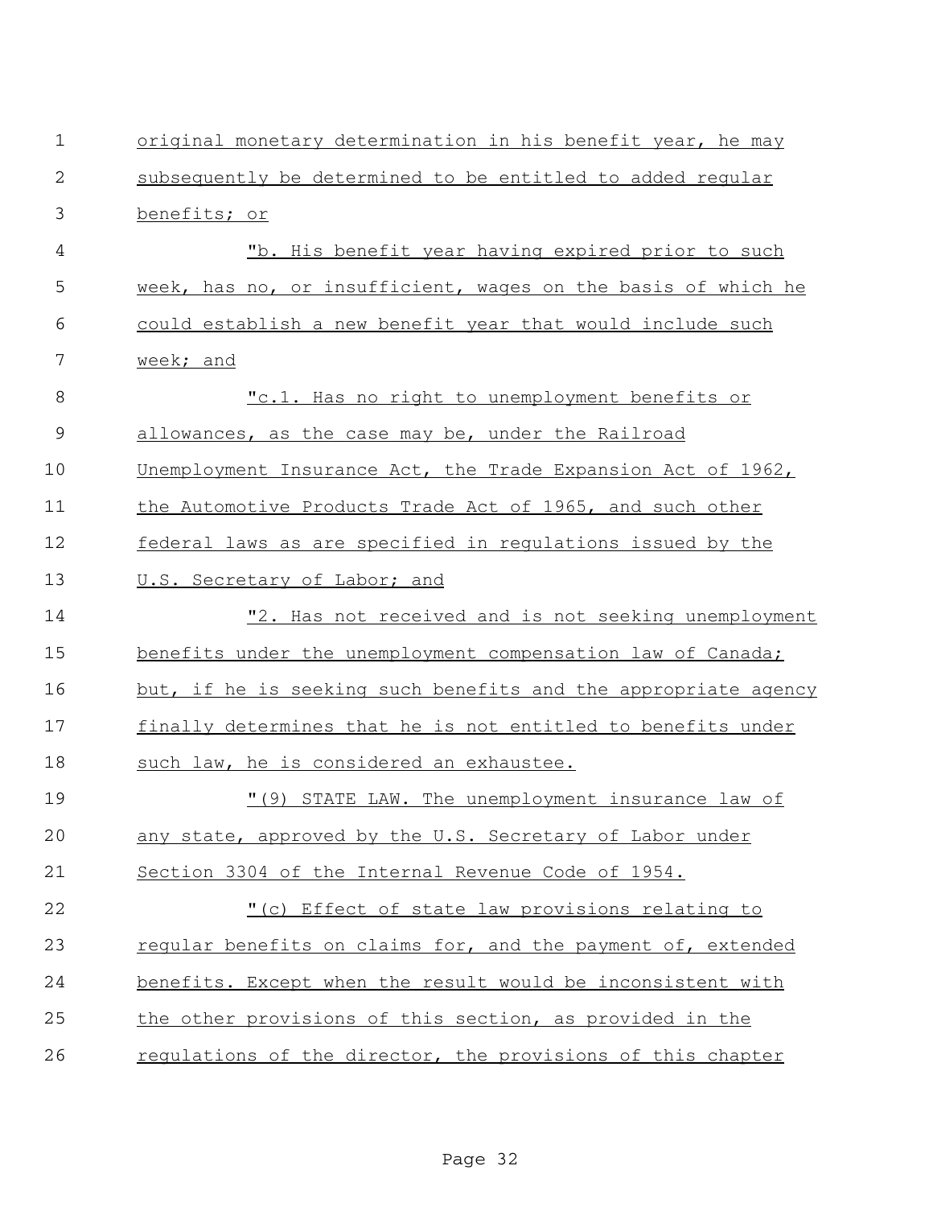original monetary determination in his benefit year, he may subsequently be determined to be entitled to added regular benefits; or

"b. His benefit year having expired prior to such week, has no, or insufficient, wages on the basis of which he could establish a new benefit year that would include such week; and

"c.1. Has no right to unemployment benefits or allowances, as the case may be, under the Railroad Unemployment Insurance Act, the Trade Expansion Act of 1962, the Automotive Products Trade Act of 1965, and such other federal laws as are specified in regulations issued by the U.S. Secretary of Labor; and

"2. Has not received and is not seeking unemployment benefits under the unemployment compensation law of Canada; but, if he is seeking such benefits and the appropriate agency finally determines that he is not entitled to benefits under such law, he is considered an exhaustee.

"(9) STATE LAW. The unemployment insurance law of any state, approved by the U.S. Secretary of Labor under Section 3304 of the Internal Revenue Code of 1954.

"(c) Effect of state law provisions relating to regular benefits on claims for, and the payment of, extended benefits. Except when the result would be inconsistent with the other provisions of this section, as provided in the regulations of the director, the provisions of this chapter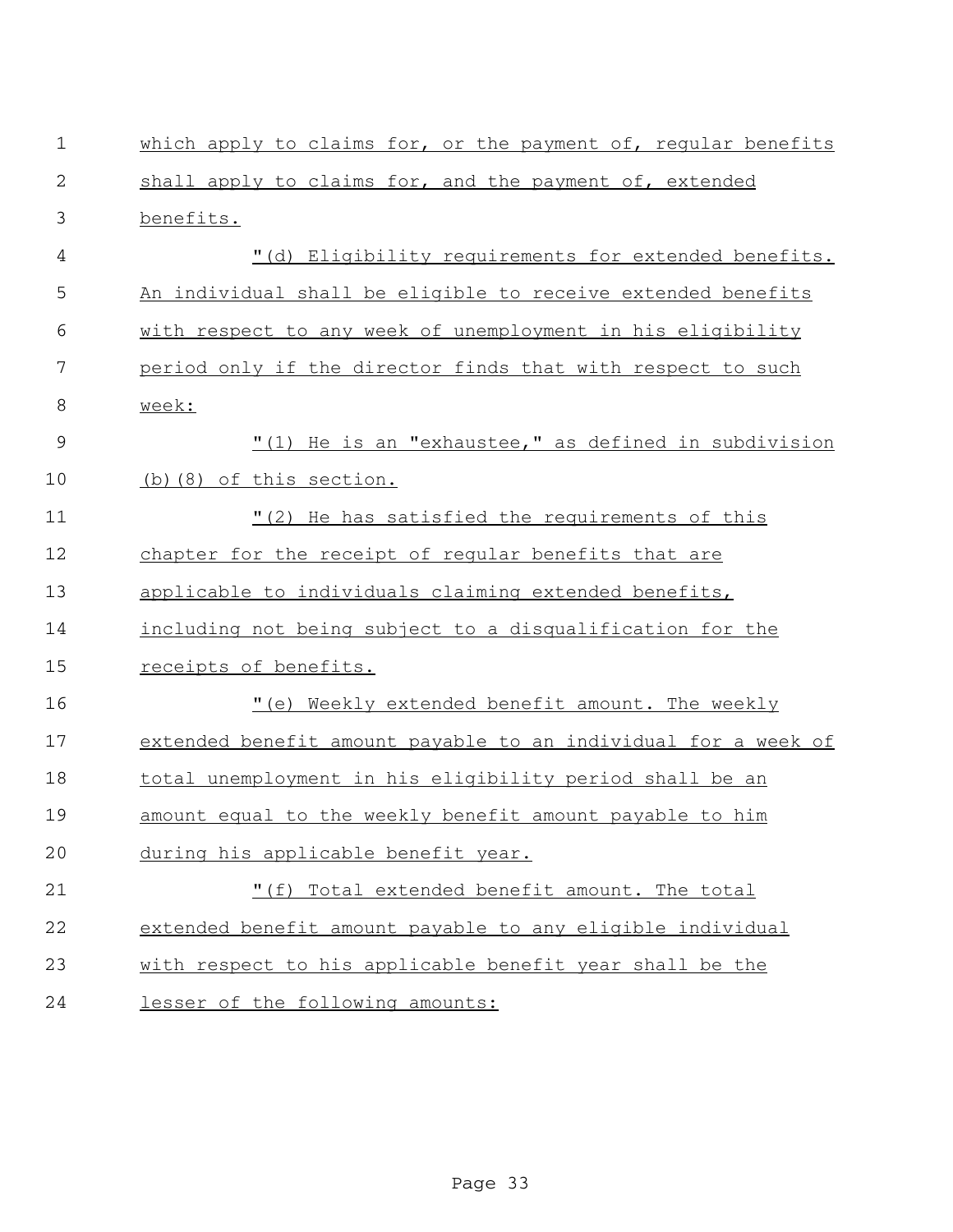which apply to claims for, or the payment of, regular benefits shall apply to claims for, and the payment of, extended benefits.

"(d) Eligibility requirements for extended benefits. An individual shall be eligible to receive extended benefits with respect to any week of unemployment in his eligibility period only if the director finds that with respect to such week:

"(1) He is an "exhaustee," as defined in subdivision (b)(8) of this section.

"(2) He has satisfied the requirements of this chapter for the receipt of regular benefits that are applicable to individuals claiming extended benefits, including not being subject to a disqualification for the receipts of benefits.

"(e) Weekly extended benefit amount. The weekly extended benefit amount payable to an individual for a week of total unemployment in his eligibility period shall be an amount equal to the weekly benefit amount payable to him during his applicable benefit year.

"(f) Total extended benefit amount. The total extended benefit amount payable to any eligible individual with respect to his applicable benefit year shall be the lesser of the following amounts: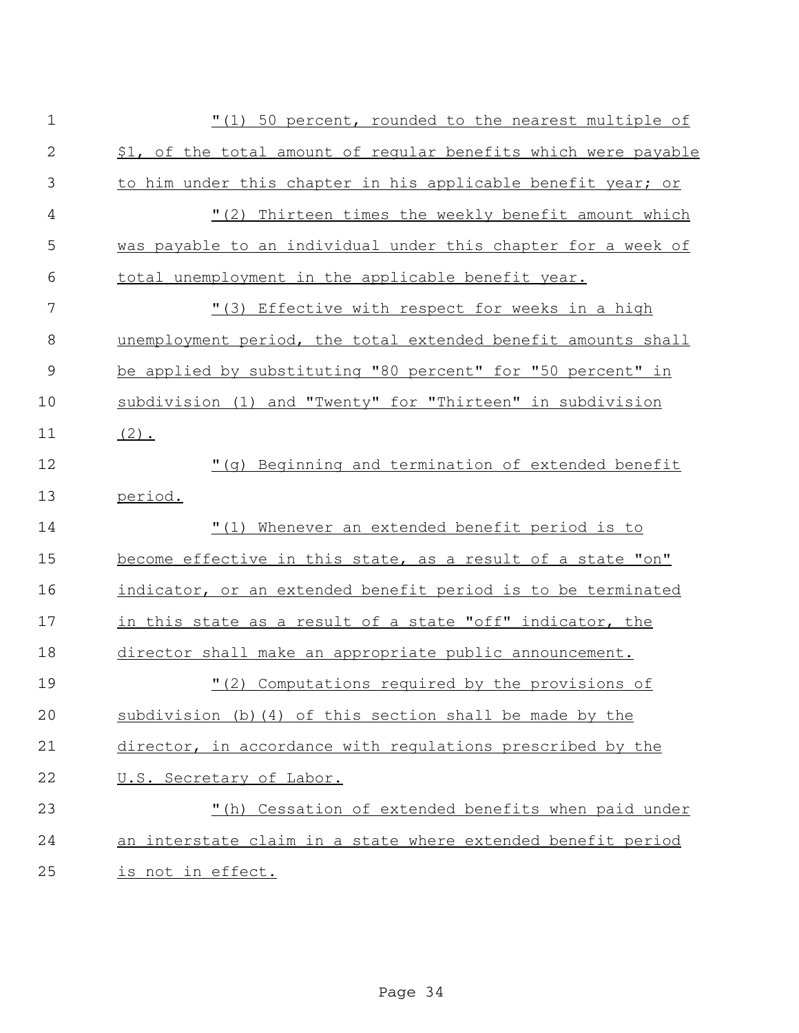"(1) 50 percent, rounded to the nearest multiple of $1, of the total amount of regular benefits which were payable to him under this chapter in his applicable benefit year; or

"(2) Thirteen times the weekly benefit amount which was payable to an individual under this chapter for a week of total unemployment in the applicable benefit year.

"(3) Effective with respect for weeks in a high unemployment period, the total extended benefit amounts shall be applied by substituting "80 percent" for "50 percent" in subdivision (1) and "Twenty" for "Thirteen" in subdivision (2).

"(g) Beginning and termination of extended benefit period.

"(1) Whenever an extended benefit period is to become effective in this state, as a result of a state "on" indicator, or an extended benefit period is to be terminated in this state as a result of a state "off" indicator, the director shall make an appropriate public announcement.

"(2) Computations required by the provisions of subdivision (b)(4) of this section shall be made by the director, in accordance with regulations prescribed by the U.S. Secretary of Labor.

"(h) Cessation of extended benefits when paid under an interstate claim in a state where extended benefit period is not in effect.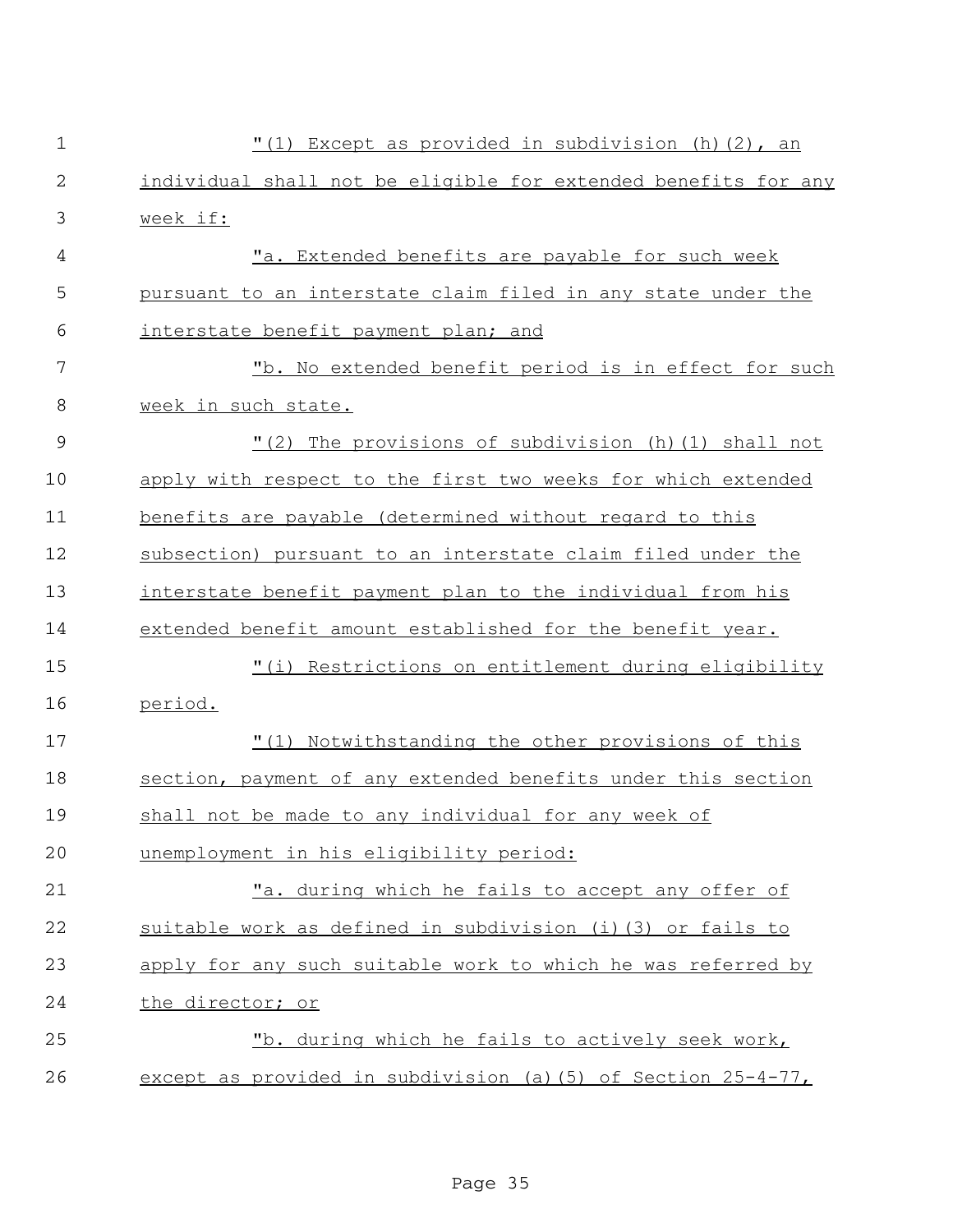"(1) Except as provided in subdivision (h)(2), an individual shall not be eligible for extended benefits for any week if:

"a. Extended benefits are payable for such week pursuant to an interstate claim filed in any state under the interstate benefit payment plan; and

"b. No extended benefit period is in effect for such week in such state.

"(2) The provisions of subdivision (h)(1) shall not apply with respect to the first two weeks for which extended benefits are payable (determined without regard to this subsection) pursuant to an interstate claim filed under the interstate benefit payment plan to the individual from his extended benefit amount established for the benefit year.

"(i) Restrictions on entitlement during eligibility period.

"(1) Notwithstanding the other provisions of this section, payment of any extended benefits under this section shall not be made to any individual for any week of unemployment in his eligibility period:

"a. during which he fails to accept any offer of suitable work as defined in subdivision (i)(3) or fails to apply for any such suitable work to which he was referred by the director; or

"b. during which he fails to actively seek work, except as provided in subdivision (a)(5) of Section 25-4-77,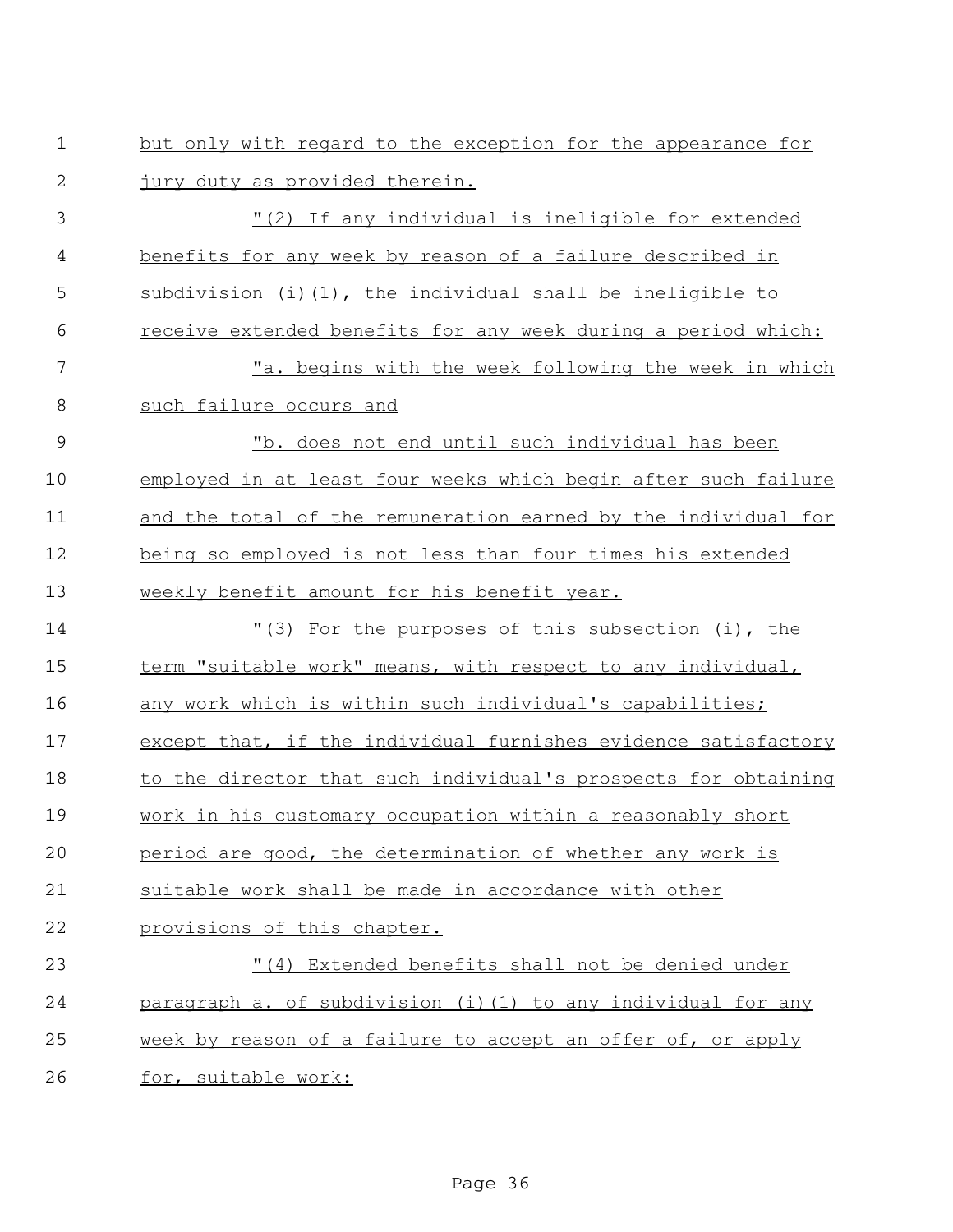but only with regard to the exception for the appearance for jury duty as provided therein.

"(2) If any individual is ineligible for extended benefits for any week by reason of a failure described in subdivision (i)(1), the individual shall be ineligible to receive extended benefits for any week during a period which:

"a. begins with the week following the week in which such failure occurs and

"b. does not end until such individual has been employed in at least four weeks which begin after such failure and the total of the remuneration earned by the individual for being so employed is not less than four times his extended weekly benefit amount for his benefit year.

"(3) For the purposes of this subsection (i), the term "suitable work" means, with respect to any individual, any work which is within such individual's capabilities; except that, if the individual furnishes evidence satisfactory to the director that such individual's prospects for obtaining work in his customary occupation within a reasonably short period are good, the determination of whether any work is suitable work shall be made in accordance with other provisions of this chapter.

"(4) Extended benefits shall not be denied under paragraph a. of subdivision (i)(1) to any individual for any week by reason of a failure to accept an offer of, or apply for, suitable work: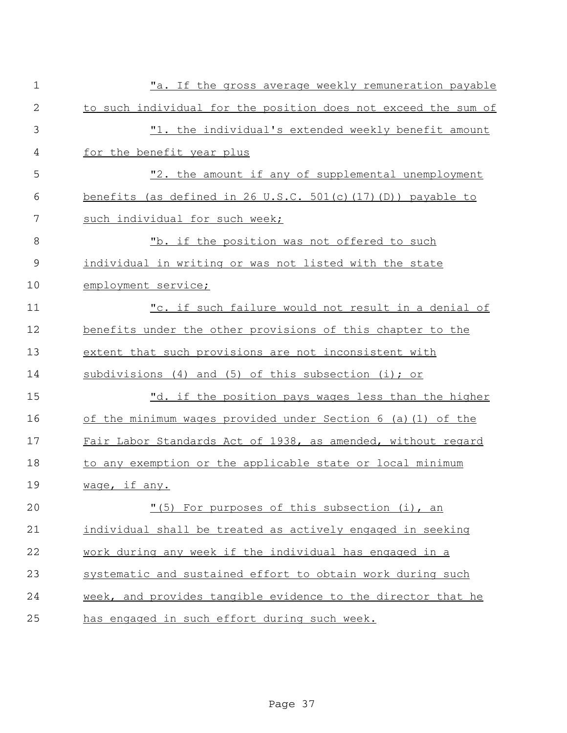"a. If the gross average weekly remuneration payable to such individual for the position does not exceed the sum of

"1. the individual's extended weekly benefit amount for the benefit year plus

"2. the amount if any of supplemental unemployment benefits (as defined in 26 U.S.C. 501(c)(17)(D)) payable to such individual for such week;

"b. if the position was not offered to such individual in writing or was not listed with the state employment service;

"c. if such failure would not result in a denial of benefits under the other provisions of this chapter to the extent that such provisions are not inconsistent with subdivisions (4) and (5) of this subsection (i); or

"d. if the position pays wages less than the higher of the minimum wages provided under Section 6 (a)(1) of the Fair Labor Standards Act of 1938, as amended, without regard to any exemption or the applicable state or local minimum wage, if any.

"(5) For purposes of this subsection (i), an individual shall be treated as actively engaged in seeking work during any week if the individual has engaged in a systematic and sustained effort to obtain work during such week, and provides tangible evidence to the director that he has engaged in such effort during such week.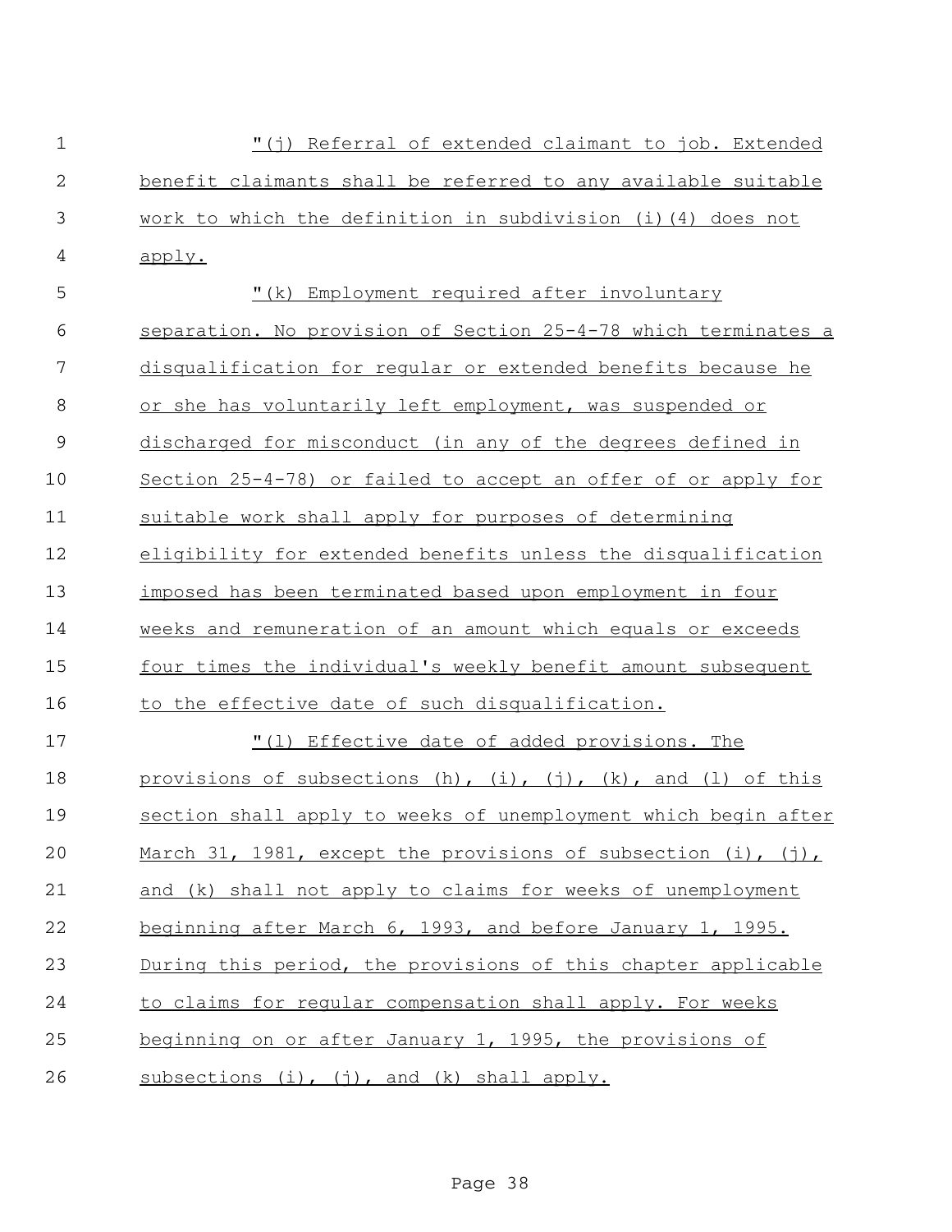"(j) Referral of extended claimant to job. Extended benefit claimants shall be referred to any available suitable work to which the definition in subdivision (i)(4) does not apply.

"(k) Employment required after involuntary separation. No provision of Section 25-4-78 which terminates a disqualification for regular or extended benefits because he or she has voluntarily left employment, was suspended or discharged for misconduct (in any of the degrees defined in Section 25-4-78) or failed to accept an offer of or apply for suitable work shall apply for purposes of determining eligibility for extended benefits unless the disqualification imposed has been terminated based upon employment in four weeks and remuneration of an amount which equals or exceeds four times the individual's weekly benefit amount subsequent to the effective date of such disqualification.

"(l) Effective date of added provisions. The provisions of subsections (h), (i), (j), (k), and (l) of this section shall apply to weeks of unemployment which begin after March 31, 1981, except the provisions of subsection (i), (j), and (k) shall not apply to claims for weeks of unemployment beginning after March 6, 1993, and before January 1, 1995. During this period, the provisions of this chapter applicable to claims for regular compensation shall apply. For weeks beginning on or after January 1, 1995, the provisions of subsections (i), (j), and (k) shall apply.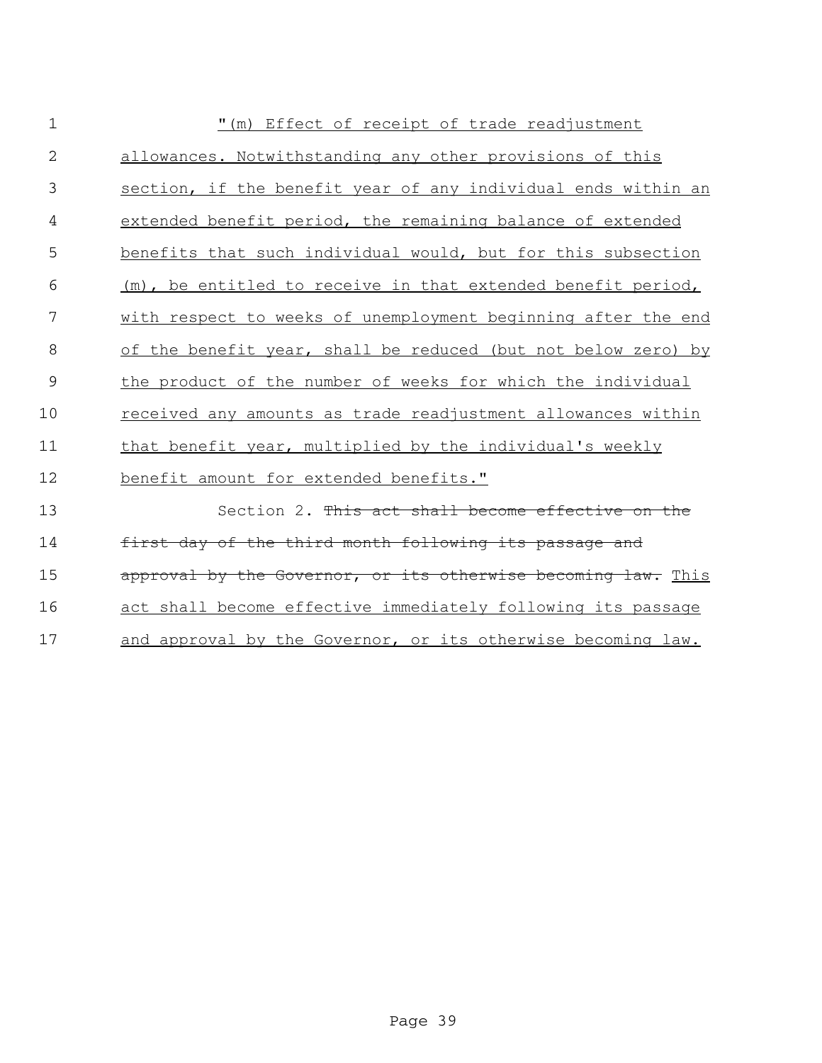"(m) Effect of receipt of trade readjustment allowances. Notwithstanding any other provisions of this section, if the benefit year of any individual ends within an extended benefit period, the remaining balance of extended benefits that such individual would, but for this subsection (m), be entitled to receive in that extended benefit period, with respect to weeks of unemployment beginning after the end of the benefit year, shall be reduced (but not below zero) by the product of the number of weeks for which the individual received any amounts as trade readjustment allowances within that benefit year, multiplied by the individual's weekly benefit amount for extended benefits."

Section 2. ~~This act shall become effective on the first day of the third month following its passage and approval by the Governor, or its otherwise becoming law.~~ This act shall become effective immediately following its passage and approval by the Governor, or its otherwise becoming law.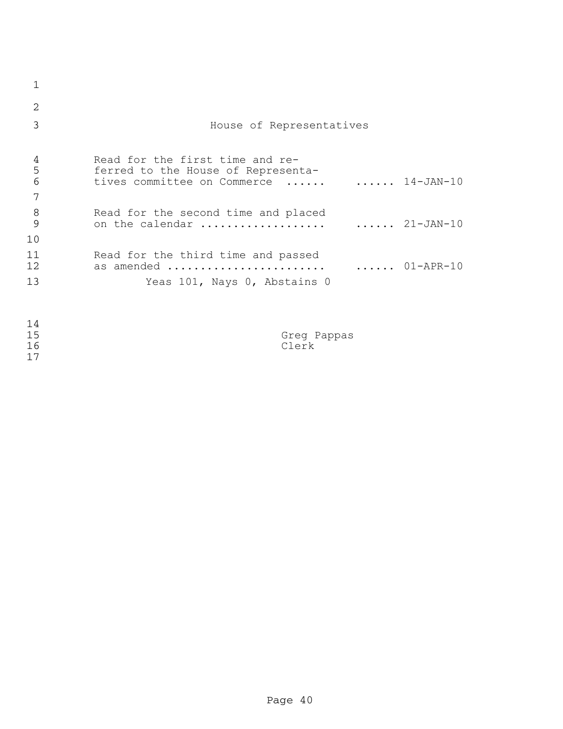House of Representatives

Read for the first time and referred to the House of Representatives committee on Commerce ...... ...... 14-JAN-10

Read for the second time and placed on the calendar .................. ...... 21-JAN-10

Read for the third time and passed as amended ...................... ...... 01-APR-10

Yeas 101, Nays 0, Abstains 0

Greg Pappas
Clerk